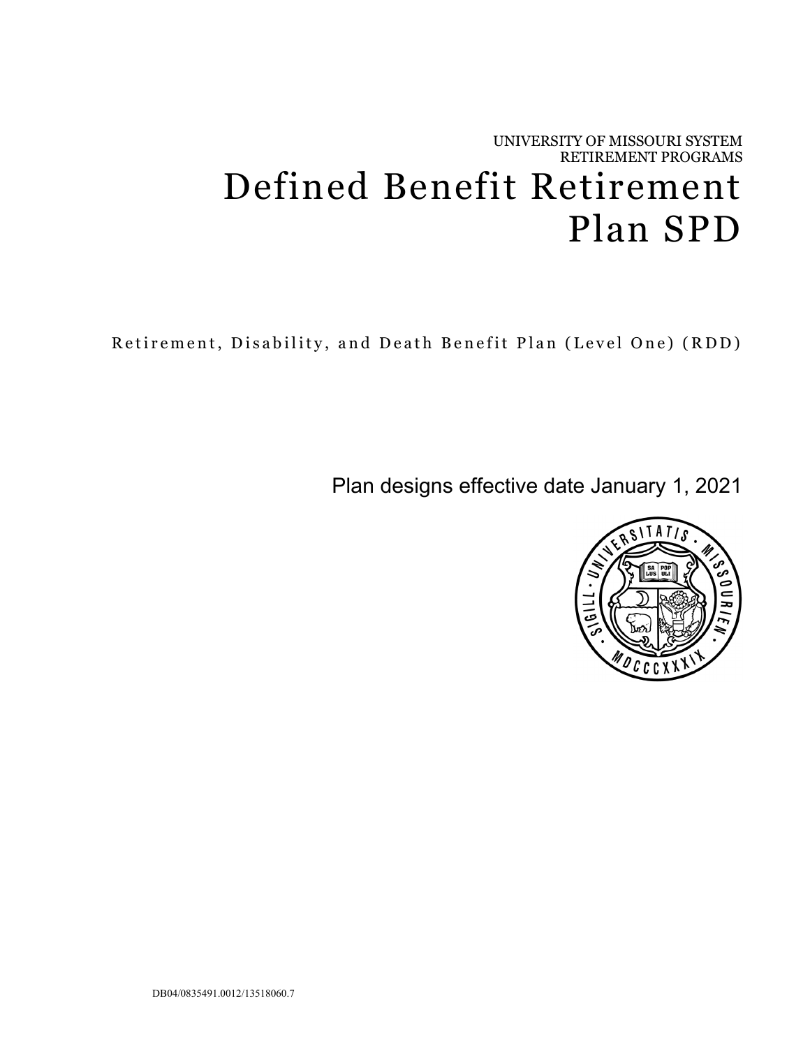UNIVERSITY OF MISSOURI SYSTEM
RETIREMENT PROGRAMS

# Defined Benefit Retirement Plan SPD

Retirement, Disability, and Death Benefit Plan (Level One) (RDD)

Plan designs effective date January 1, 2021

DB04/0835491.0012/13518060.7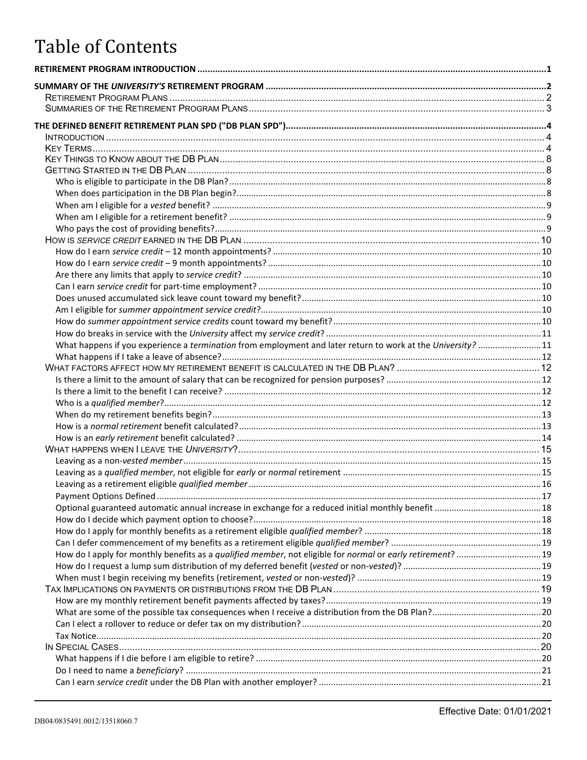# Table of Contents

**RETIREMENT PROGRAM INTRODUCTION** .......... 1

**SUMMARY OF THE *UNIVERSITY'S* RETIREMENT PROGRAM** .......... 2
- RETIREMENT PROGRAM PLANS .......... 2
- SUMMARIES OF THE RETIREMENT PROGRAM PLANS .......... 3

**THE DEFINED BENEFIT RETIREMENT PLAN SPD ("DB PLAN SPD")** .......... 4
- INTRODUCTION .......... 4
- KEY TERMS .......... 4
- KEY THINGS TO KNOW ABOUT THE DB PLAN .......... 8
- GETTING STARTED IN THE DB PLAN .......... 8
  - Who is eligible to participate in the DB Plan? .......... 8
  - When does participation in the DB Plan begin? .......... 8
  - When am I eligible for a *vested* benefit? .......... 9
  - When am I eligible for a retirement benefit? .......... 9
  - Who pays the cost of providing benefits? .......... 9
- HOW IS *SERVICE CREDIT* EARNED IN THE DB PLAN .......... 10
  - How do I earn *service credit* – 12 month appointments? .......... 10
  - How do I earn *service credit* – 9 month appointments? .......... 10
  - Are there any limits that apply to *service credit*? .......... 10
  - Can I earn *service credit* for part-time employment? .......... 10
  - Does unused accumulated sick leave count toward my benefit? .......... 10
  - Am I eligible for *summer appointment service credit*? .......... 10
  - How do *summer appointment service credits* count toward my benefit? .......... 10
  - How do breaks in service with the *University* affect my *service credit*? .......... 11
  - What happens if you experience a *termination* from employment and later return to work at the *University?* .......... 11
  - What happens if I take a leave of absence? .......... 12
- WHAT FACTORS AFFECT HOW MY RETIREMENT BENEFIT IS CALCULATED IN THE DB PLAN? .......... 12
  - Is there a limit to the amount of salary that can be recognized for pension purposes? .......... 12
  - Is there a limit to the benefit I can receive? .......... 12
  - Who is a *qualified member*? .......... 12
  - When do my retirement benefits begin? .......... 13
  - How is a *normal retirement* benefit calculated? .......... 13
  - How is an *early retirement* benefit calculated? .......... 14
- WHAT HAPPENS WHEN I LEAVE THE *UNIVERSITY*? .......... 15
  - Leaving as a non-*vested member* .......... 15
  - Leaving as a *qualified member*, not eligible for *early* or *normal* retirement .......... 15
  - Leaving as a retirement eligible *qualified member* .......... 16
  - Payment Options Defined .......... 17
  - Optional guaranteed automatic annual increase in exchange for a reduced initial monthly benefit .......... 18
  - How do I decide which payment option to choose? .......... 18
  - How do I apply for monthly benefits as a retirement eligible *qualified member*? .......... 18
  - Can I defer commencement of my benefits as a retirement eligible *qualified member*? .......... 19
  - How do I apply for monthly benefits as a *qualified member*, not eligible for *normal* or *early retirement*? .......... 19
  - How do I request a lump sum distribution of my deferred benefit (*vested* or non-*vested*)? .......... 19
  - When must I begin receiving my benefits (retirement, *vested* or non-*vested*)? .......... 19
- TAX IMPLICATIONS ON PAYMENTS OR DISTRIBUTIONS FROM THE DB PLAN .......... 19
  - How are my monthly retirement benefit payments affected by taxes? .......... 19
  - What are some of the possible tax consequences when I receive a distribution from the DB Plan? .......... 20
  - Can I elect a rollover to reduce or defer tax on my distribution? .......... 20
  - Tax Notice .......... 20
- IN SPECIAL CASES .......... 20
  - What happens if I die before I am eligible to retire? .......... 20
  - Do I need to name a *beneficiary*? .......... 21
  - Can I earn *service credit* under the DB Plan with another employer? .......... 21

Effective Date: 01/01/2021

DB04/0835491.0012/13518060.7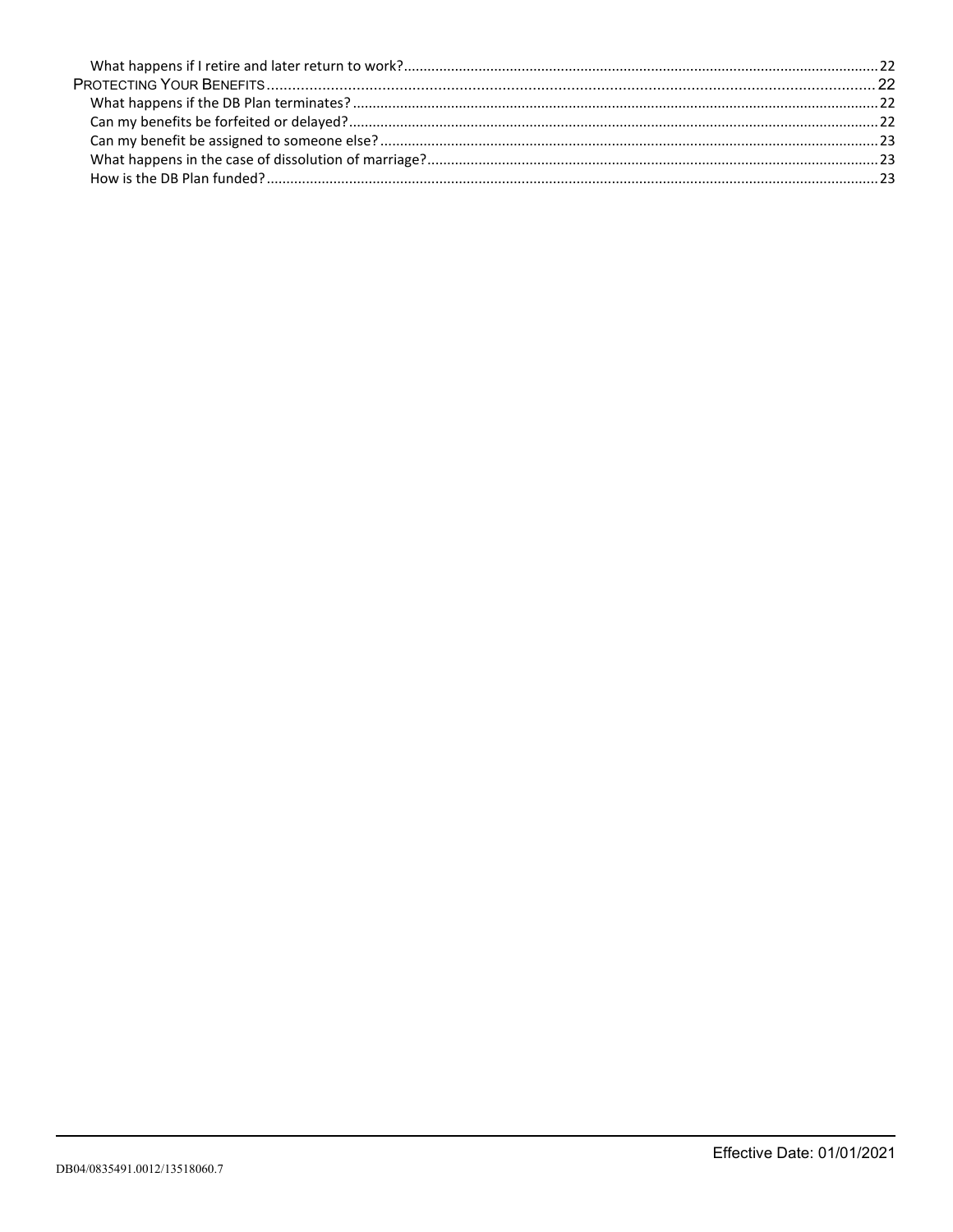What happens if I retire and later return to work? 22

PROTECTING YOUR BENEFITS 22

What happens if the DB Plan terminates? 22

Can my benefits be forfeited or delayed? 22

Can my benefit be assigned to someone else? 23

What happens in the case of dissolution of marriage? 23

How is the DB Plan funded? 23

Effective Date: 01/01/2021

DB04/0835491.0012/13518060.7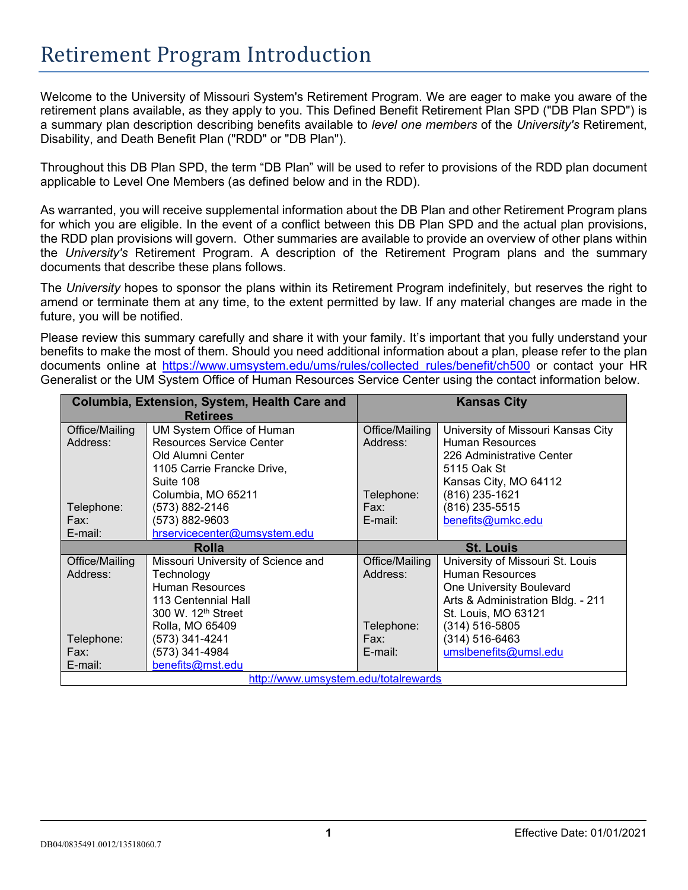# Retirement Program Introduction

Welcome to the University of Missouri System's Retirement Program. We are eager to make you aware of the retirement plans available, as they apply to you. This Defined Benefit Retirement Plan SPD ("DB Plan SPD") is a summary plan description describing benefits available to *level one members* of the *University's* Retirement, Disability, and Death Benefit Plan ("RDD" or "DB Plan").

Throughout this DB Plan SPD, the term "DB Plan" will be used to refer to provisions of the RDD plan document applicable to Level One Members (as defined below and in the RDD).

As warranted, you will receive supplemental information about the DB Plan and other Retirement Program plans for which you are eligible. In the event of a conflict between this DB Plan SPD and the actual plan provisions, the RDD plan provisions will govern. Other summaries are available to provide an overview of other plans within the *University's* Retirement Program. A description of the Retirement Program plans and the summary documents that describe these plans follows.

The *University* hopes to sponsor the plans within its Retirement Program indefinitely, but reserves the right to amend or terminate them at any time, to the extent permitted by law. If any material changes are made in the future, you will be notified.

Please review this summary carefully and share it with your family. It's important that you fully understand your benefits to make the most of them. Should you need additional information about a plan, please refer to the plan documents online at https://www.umsystem.edu/ums/rules/collected_rules/benefit/ch500 or contact your HR Generalist or the UM System Office of Human Resources Service Center using the contact information below.

| Columbia, Extension, System, Health Care and Retirees | | Kansas City | |
|---|---|---|---|
| Office/Mailing Address: | UM System Office of Human Resources Service Center<br>Old Alumni Center<br>1105 Carrie Francke Drive,<br>Suite 108<br>Columbia, MO 65211 | Office/Mailing Address: | University of Missouri Kansas City<br>Human Resources<br>226 Administrative Center<br>5115 Oak St<br>Kansas City, MO 64112 |
| Telephone: | (573) 882-2146 | Telephone: | (816) 235-1621 |
| Fax: | (573) 882-9603 | Fax: | (816) 235-5515 |
| E-mail: | hrservicecenter@umsystem.edu | E-mail: | benefits@umkc.edu |
| **Rolla** | | **St. Louis** | |
| Office/Mailing Address: | Missouri University of Science and Technology<br>Human Resources<br>113 Centennial Hall<br>300 W. 12th Street<br>Rolla, MO 65409 | Office/Mailing Address: | University of Missouri St. Louis<br>Human Resources<br>One University Boulevard<br>Arts & Administration Bldg. - 211<br>St. Louis, MO 63121 |
| Telephone: | (573) 341-4241 | Telephone: | (314) 516-5805 |
| Fax: | (573) 341-4984 | Fax: | (314) 516-6463 |
| E-mail: | benefits@mst.edu | E-mail: | umslbenefits@umsl.edu |
| http://www.umsystem.edu/totalrewards | | | |

Effective Date: 01/01/2021

DB04/0835491.0012/13518060.7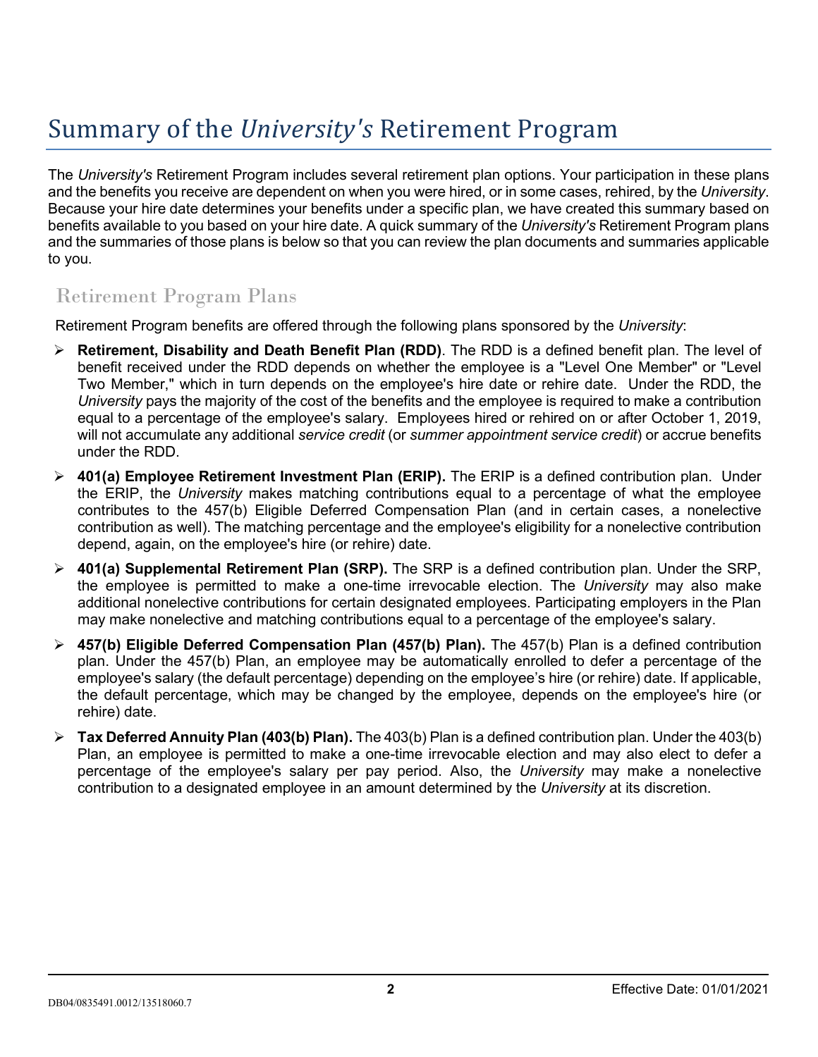# Summary of the *University's* Retirement Program

The *University's* Retirement Program includes several retirement plan options. Your participation in these plans and the benefits you receive are dependent on when you were hired, or in some cases, rehired, by the *University*. Because your hire date determines your benefits under a specific plan, we have created this summary based on benefits available to you based on your hire date. A quick summary of the *University's* Retirement Program plans and the summaries of those plans is below so that you can review the plan documents and summaries applicable to you.

## Retirement Program Plans

Retirement Program benefits are offered through the following plans sponsored by the *University*:

- **Retirement, Disability and Death Benefit Plan (RDD)**. The RDD is a defined benefit plan. The level of benefit received under the RDD depends on whether the employee is a "Level One Member" or "Level Two Member," which in turn depends on the employee's hire date or rehire date. Under the RDD, the *University* pays the majority of the cost of the benefits and the employee is required to make a contribution equal to a percentage of the employee's salary. Employees hired or rehired on or after October 1, 2019, will not accumulate any additional *service credit* (or *summer appointment service credit*) or accrue benefits under the RDD.
- **401(a) Employee Retirement Investment Plan (ERIP).** The ERIP is a defined contribution plan. Under the ERIP, the *University* makes matching contributions equal to a percentage of what the employee contributes to the 457(b) Eligible Deferred Compensation Plan (and in certain cases, a nonelective contribution as well). The matching percentage and the employee's eligibility for a nonelective contribution depend, again, on the employee's hire (or rehire) date.
- **401(a) Supplemental Retirement Plan (SRP).** The SRP is a defined contribution plan. Under the SRP, the employee is permitted to make a one-time irrevocable election. The *University* may also make additional nonelective contributions for certain designated employees. Participating employers in the Plan may make nonelective and matching contributions equal to a percentage of the employee's salary.
- **457(b) Eligible Deferred Compensation Plan (457(b) Plan).** The 457(b) Plan is a defined contribution plan. Under the 457(b) Plan, an employee may be automatically enrolled to defer a percentage of the employee's salary (the default percentage) depending on the employee's hire (or rehire) date. If applicable, the default percentage, which may be changed by the employee, depends on the employee's hire (or rehire) date.
- **Tax Deferred Annuity Plan (403(b) Plan).** The 403(b) Plan is a defined contribution plan. Under the 403(b) Plan, an employee is permitted to make a one-time irrevocable election and may also elect to defer a percentage of the employee's salary per pay period. Also, the *University* may make a nonelective contribution to a designated employee in an amount determined by the *University* at its discretion.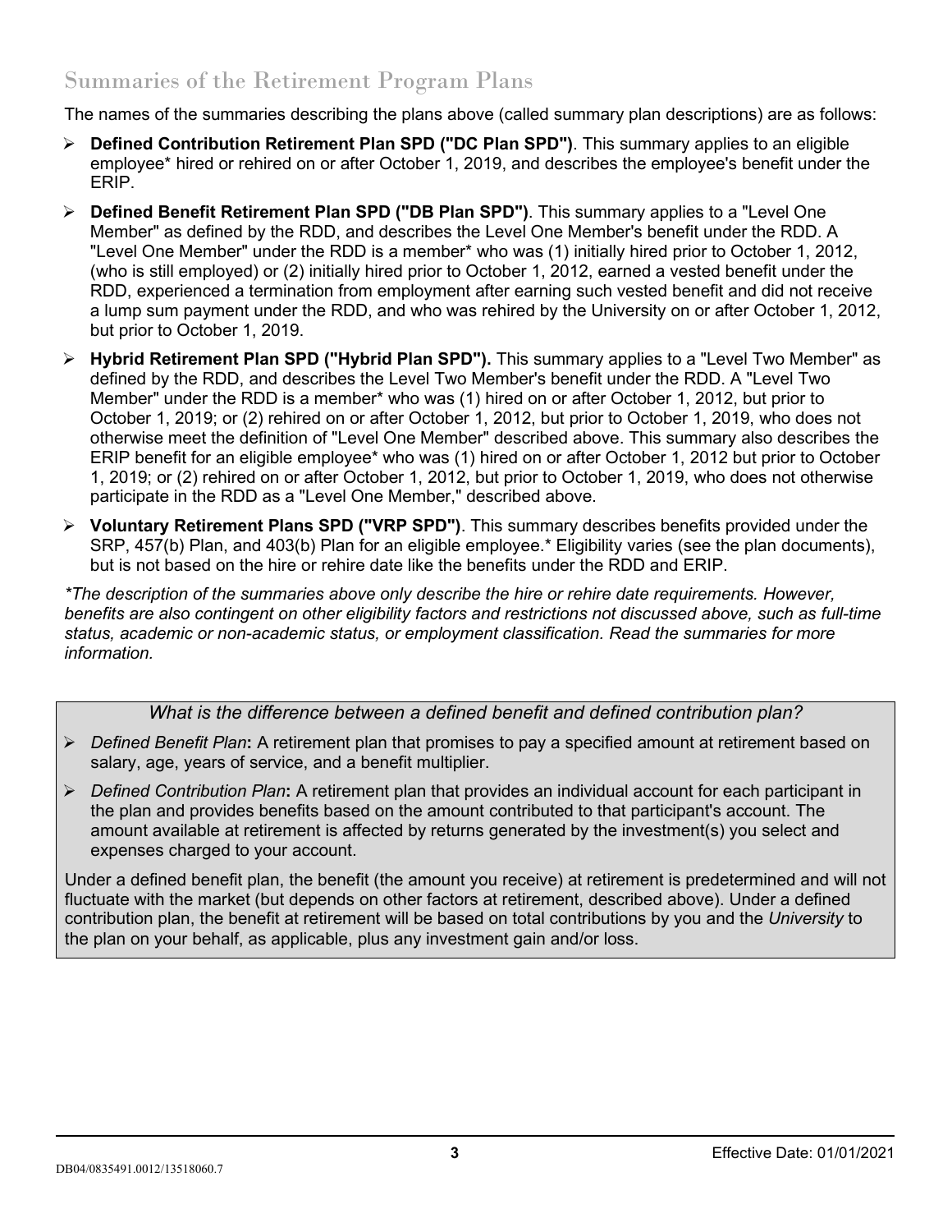## Summaries of the Retirement Program Plans

The names of the summaries describing the plans above (called summary plan descriptions) are as follows:

- **Defined Contribution Retirement Plan SPD ("DC Plan SPD")**. This summary applies to an eligible employee* hired or rehired on or after October 1, 2019, and describes the employee's benefit under the ERIP.
- **Defined Benefit Retirement Plan SPD ("DB Plan SPD")**. This summary applies to a "Level One Member" as defined by the RDD, and describes the Level One Member's benefit under the RDD. A "Level One Member" under the RDD is a member* who was (1) initially hired prior to October 1, 2012, (who is still employed) or (2) initially hired prior to October 1, 2012, earned a vested benefit under the RDD, experienced a termination from employment after earning such vested benefit and did not receive a lump sum payment under the RDD, and who was rehired by the University on or after October 1, 2012, but prior to October 1, 2019.
- **Hybrid Retirement Plan SPD ("Hybrid Plan SPD").** This summary applies to a "Level Two Member" as defined by the RDD, and describes the Level Two Member's benefit under the RDD. A "Level Two Member" under the RDD is a member* who was (1) hired on or after October 1, 2012, but prior to October 1, 2019; or (2) rehired on or after October 1, 2012, but prior to October 1, 2019, who does not otherwise meet the definition of "Level One Member" described above. This summary also describes the ERIP benefit for an eligible employee* who was (1) hired on or after October 1, 2012 but prior to October 1, 2019; or (2) rehired on or after October 1, 2012, but prior to October 1, 2019, who does not otherwise participate in the RDD as a "Level One Member," described above.
- **Voluntary Retirement Plans SPD ("VRP SPD")**. This summary describes benefits provided under the SRP, 457(b) Plan, and 403(b) Plan for an eligible employee.* Eligibility varies (see the plan documents), but is not based on the hire or rehire date like the benefits under the RDD and ERIP.

*\*The description of the summaries above only describe the hire or rehire date requirements. However, benefits are also contingent on other eligibility factors and restrictions not discussed above, such as full-time status, academic or non-academic status, or employment classification. Read the summaries for more information.*

*What is the difference between a defined benefit and defined contribution plan?*

- *Defined Benefit Plan*: A retirement plan that promises to pay a specified amount at retirement based on salary, age, years of service, and a benefit multiplier.
- *Defined Contribution Plan*: A retirement plan that provides an individual account for each participant in the plan and provides benefits based on the amount contributed to that participant's account. The amount available at retirement is affected by returns generated by the investment(s) you select and expenses charged to your account.

Under a defined benefit plan, the benefit (the amount you receive) at retirement is predetermined and will not fluctuate with the market (but depends on other factors at retirement, described above). Under a defined contribution plan, the benefit at retirement will be based on total contributions by you and the *University* to the plan on your behalf, as applicable, plus any investment gain and/or loss.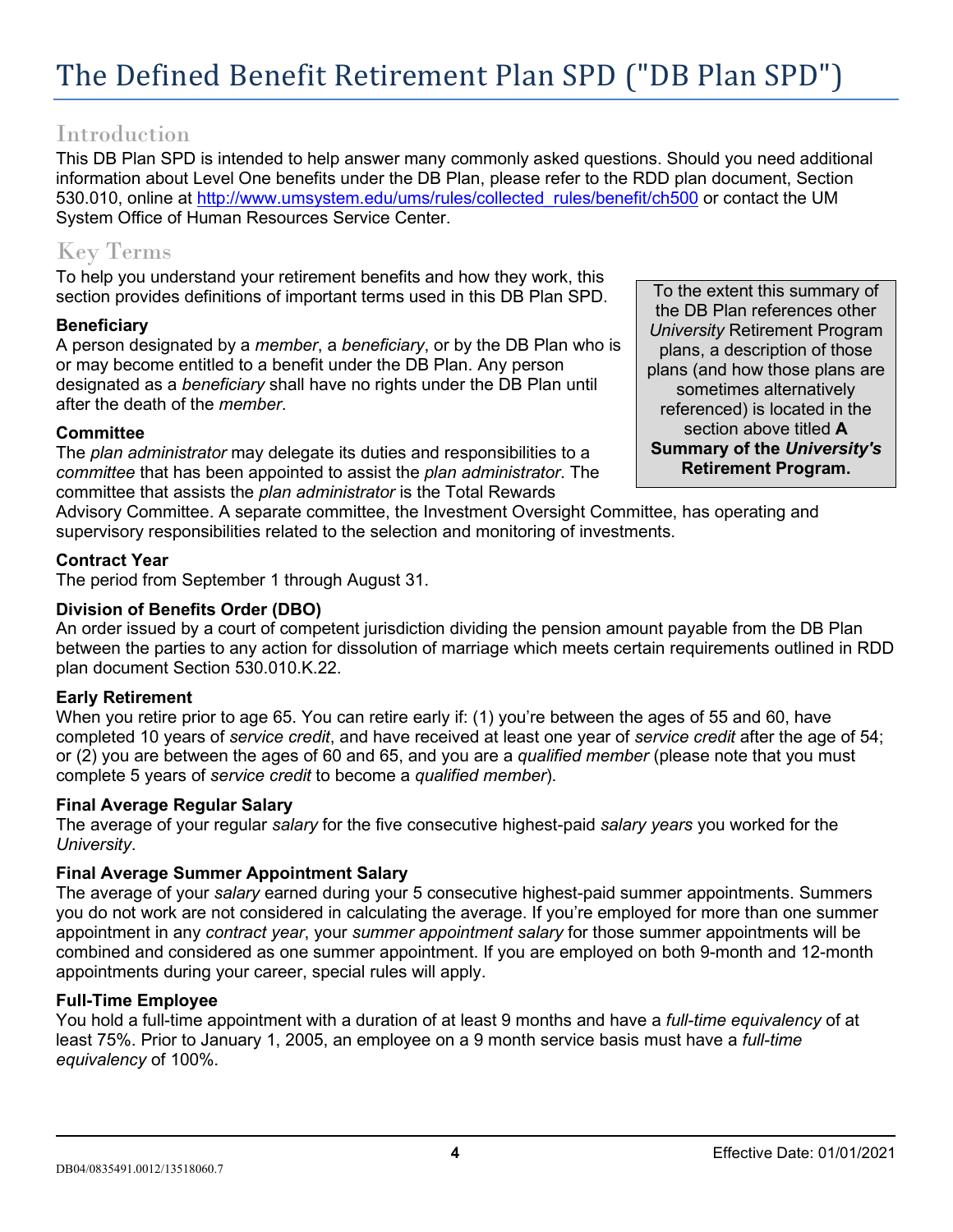# The Defined Benefit Retirement Plan SPD ("DB Plan SPD")

## Introduction

This DB Plan SPD is intended to help answer many commonly asked questions. Should you need additional information about Level One benefits under the DB Plan, please refer to the RDD plan document, Section 530.010, online at http://www.umsystem.edu/ums/rules/collected_rules/benefit/ch500 or contact the UM System Office of Human Resources Service Center.

## Key Terms

To help you understand your retirement benefits and how they work, this section provides definitions of important terms used in this DB Plan SPD.

> To the extent this summary of the DB Plan references other *University* Retirement Program plans, a description of those plans (and how those plans are sometimes alternatively referenced) is located in the section above titled **A Summary of the *University's* Retirement Program.**

**Beneficiary**
A person designated by a *member*, a *beneficiary*, or by the DB Plan who is or may become entitled to a benefit under the DB Plan. Any person designated as a *beneficiary* shall have no rights under the DB Plan until after the death of the *member*.

**Committee**
The *plan administrator* may delegate its duties and responsibilities to a *committee* that has been appointed to assist the *plan administrator*. The committee that assists the *plan administrator* is the Total Rewards Advisory Committee. A separate committee, the Investment Oversight Committee, has operating and supervisory responsibilities related to the selection and monitoring of investments.

**Contract Year**
The period from September 1 through August 31.

**Division of Benefits Order (DBO)**
An order issued by a court of competent jurisdiction dividing the pension amount payable from the DB Plan between the parties to any action for dissolution of marriage which meets certain requirements outlined in RDD plan document Section 530.010.K.22.

**Early Retirement**
When you retire prior to age 65. You can retire early if: (1) you're between the ages of 55 and 60, have completed 10 years of *service credit*, and have received at least one year of *service credit* after the age of 54; or (2) you are between the ages of 60 and 65, and you are a *qualified member* (please note that you must complete 5 years of *service credit* to become a *qualified member*).

**Final Average Regular Salary**
The average of your regular *salary* for the five consecutive highest-paid *salary years* you worked for the *University*.

**Final Average Summer Appointment Salary**
The average of your *salary* earned during your 5 consecutive highest-paid summer appointments. Summers you do not work are not considered in calculating the average. If you're employed for more than one summer appointment in any *contract year*, your *summer appointment salary* for those summer appointments will be combined and considered as one summer appointment. If you are employed on both 9-month and 12-month appointments during your career, special rules will apply.

**Full-Time Employee**
You hold a full-time appointment with a duration of at least 9 months and have a *full-time equivalency* of at least 75%. Prior to January 1, 2005, an employee on a 9 month service basis must have a *full-time equivalency* of 100%.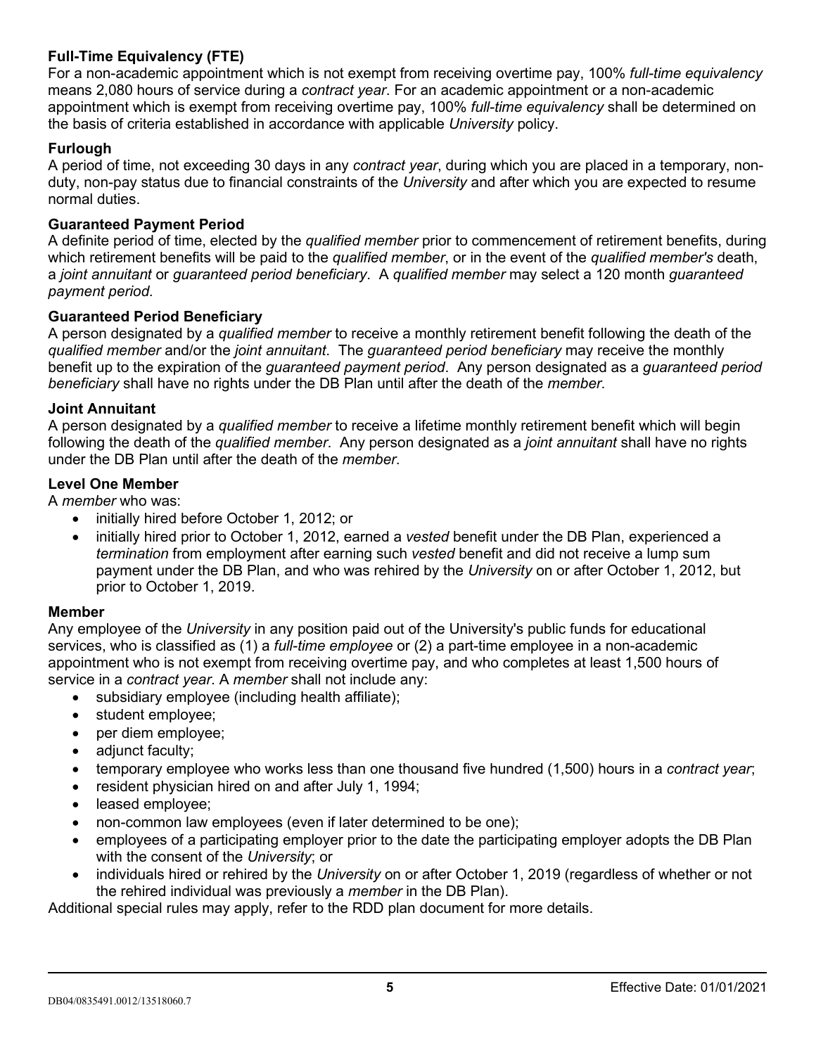### Full-Time Equivalency (FTE)

For a non-academic appointment which is not exempt from receiving overtime pay, 100% *full-time equivalency* means 2,080 hours of service during a *contract year*. For an academic appointment or a non-academic appointment which is exempt from receiving overtime pay, 100% *full-time equivalency* shall be determined on the basis of criteria established in accordance with applicable *University* policy.

### Furlough

A period of time, not exceeding 30 days in any *contract year*, during which you are placed in a temporary, non-duty, non-pay status due to financial constraints of the *University* and after which you are expected to resume normal duties.

### Guaranteed Payment Period

A definite period of time, elected by the *qualified member* prior to commencement of retirement benefits, during which retirement benefits will be paid to the *qualified member*, or in the event of the *qualified member's* death, a *joint annuitant* or *guaranteed period beneficiary*. A *qualified member* may select a 120 month *guaranteed payment period*.

### Guaranteed Period Beneficiary

A person designated by a *qualified member* to receive a monthly retirement benefit following the death of the *qualified member* and/or the *joint annuitant*. The *guaranteed period beneficiary* may receive the monthly benefit up to the expiration of the *guaranteed payment period*. Any person designated as a *guaranteed period beneficiary* shall have no rights under the DB Plan until after the death of the *member*.

### Joint Annuitant

A person designated by a *qualified member* to receive a lifetime monthly retirement benefit which will begin following the death of the *qualified member*. Any person designated as a *joint annuitant* shall have no rights under the DB Plan until after the death of the *member*.

### Level One Member

A *member* who was:

- initially hired before October 1, 2012; or
- initially hired prior to October 1, 2012, earned a *vested* benefit under the DB Plan, experienced a *termination* from employment after earning such *vested* benefit and did not receive a lump sum payment under the DB Plan, and who was rehired by the *University* on or after October 1, 2012, but prior to October 1, 2019.

### Member

Any employee of the *University* in any position paid out of the University's public funds for educational services, who is classified as (1) a *full-time employee* or (2) a part-time employee in a non-academic appointment who is not exempt from receiving overtime pay, and who completes at least 1,500 hours of service in a *contract year*. A *member* shall not include any:

- subsidiary employee (including health affiliate);
- student employee;
- per diem employee;
- adjunct faculty;
- temporary employee who works less than one thousand five hundred (1,500) hours in a *contract year*;
- resident physician hired on and after July 1, 1994;
- leased employee;
- non-common law employees (even if later determined to be one);
- employees of a participating employer prior to the date the participating employer adopts the DB Plan with the consent of the *University*; or
- individuals hired or rehired by the *University* on or after October 1, 2019 (regardless of whether or not the rehired individual was previously a *member* in the DB Plan).

Additional special rules may apply, refer to the RDD plan document for more details.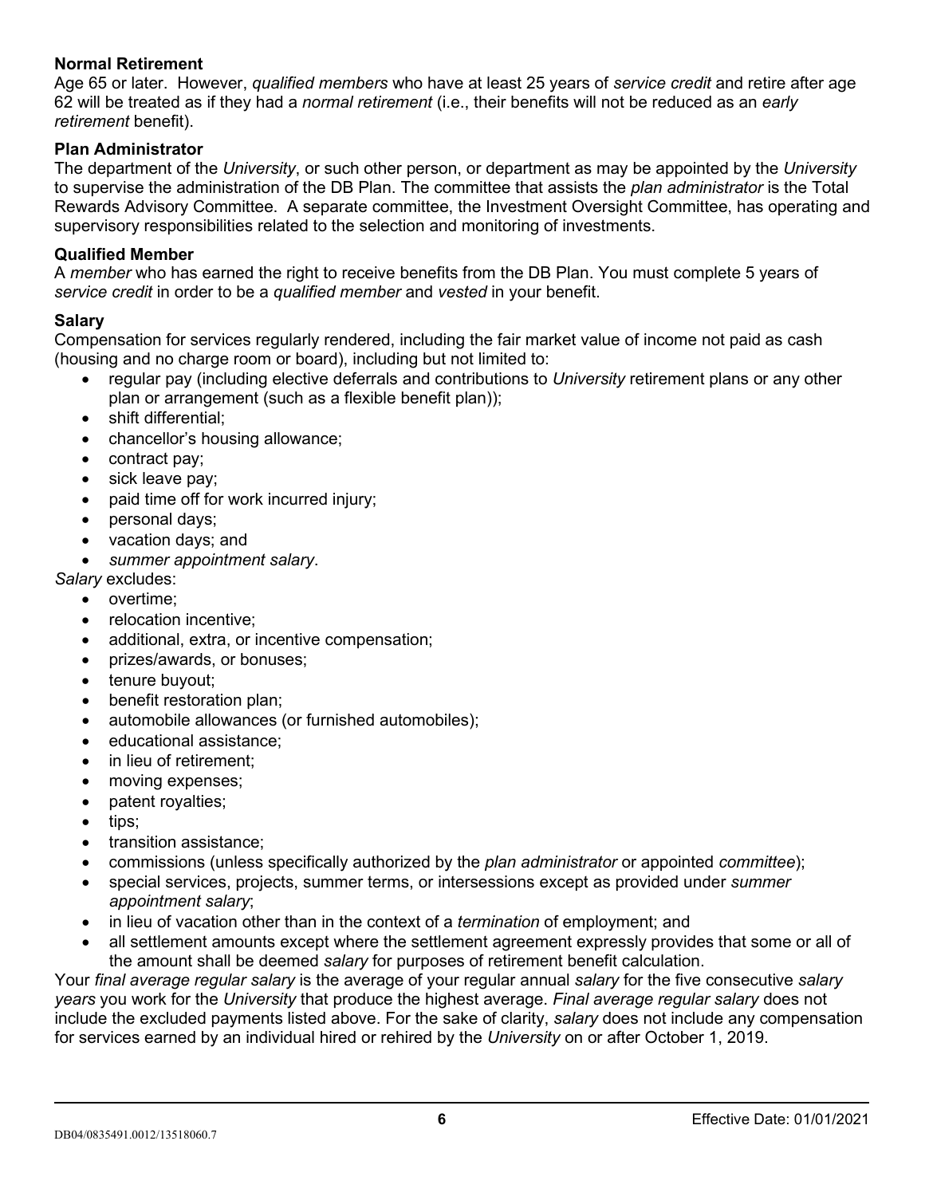**Normal Retirement**

Age 65 or later. However, *qualified members* who have at least 25 years of *service credit* and retire after age 62 will be treated as if they had a *normal retirement* (i.e., their benefits will not be reduced as an *early retirement* benefit).

**Plan Administrator**

The department of the *University*, or such other person, or department as may be appointed by the *University* to supervise the administration of the DB Plan. The committee that assists the *plan administrator* is the Total Rewards Advisory Committee. A separate committee, the Investment Oversight Committee, has operating and supervisory responsibilities related to the selection and monitoring of investments.

**Qualified Member**

A *member* who has earned the right to receive benefits from the DB Plan. You must complete 5 years of *service credit* in order to be a *qualified member* and *vested* in your benefit.

**Salary**

Compensation for services regularly rendered, including the fair market value of income not paid as cash (housing and no charge room or board), including but not limited to:

- regular pay (including elective deferrals and contributions to *University* retirement plans or any other plan or arrangement (such as a flexible benefit plan));
- shift differential;
- chancellor's housing allowance;
- contract pay;
- sick leave pay;
- paid time off for work incurred injury;
- personal days;
- vacation days; and
- *summer appointment salary*.

*Salary* excludes:

- overtime;
- relocation incentive;
- additional, extra, or incentive compensation;
- prizes/awards, or bonuses;
- tenure buyout;
- benefit restoration plan;
- automobile allowances (or furnished automobiles);
- educational assistance;
- in lieu of retirement;
- moving expenses;
- patent royalties;
- tips;
- transition assistance;
- commissions (unless specifically authorized by the *plan administrator* or appointed *committee*);
- special services, projects, summer terms, or intersessions except as provided under *summer appointment salary*;
- in lieu of vacation other than in the context of a *termination* of employment; and
- all settlement amounts except where the settlement agreement expressly provides that some or all of the amount shall be deemed *salary* for purposes of retirement benefit calculation.

Your *final average regular salary* is the average of your regular annual *salary* for the five consecutive *salary years* you work for the *University* that produce the highest average. *Final average regular salary* does not include the excluded payments listed above. For the sake of clarity, *salary* does not include any compensation for services earned by an individual hired or rehired by the *University* on or after October 1, 2019.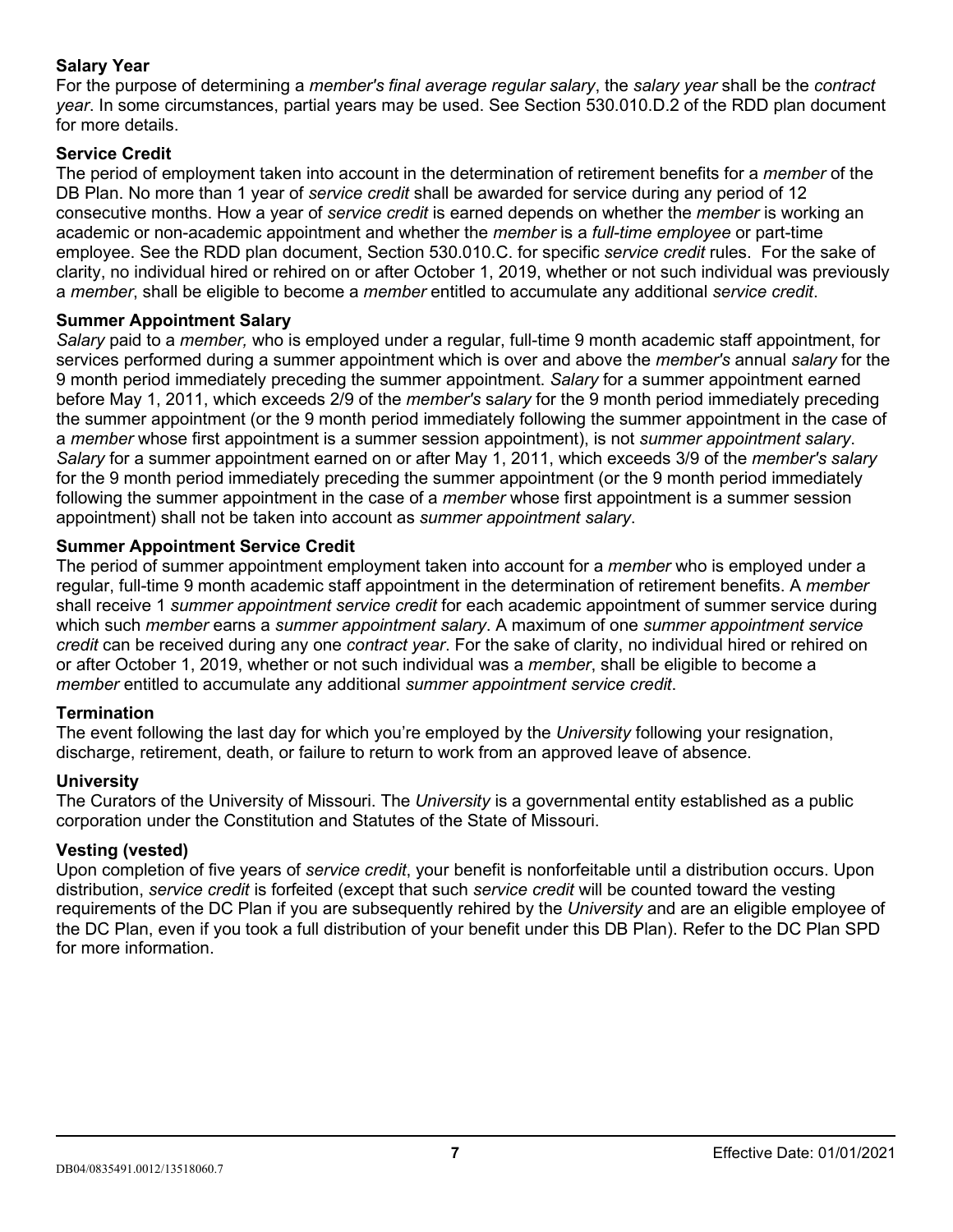**Salary Year**

For the purpose of determining a *member's final average regular salary*, the *salary year* shall be the *contract year*. In some circumstances, partial years may be used. See Section 530.010.D.2 of the RDD plan document for more details.

**Service Credit**

The period of employment taken into account in the determination of retirement benefits for a *member* of the DB Plan. No more than 1 year of *service credit* shall be awarded for service during any period of 12 consecutive months. How a year of *service credit* is earned depends on whether the *member* is working an academic or non-academic appointment and whether the *member* is a *full-time employee* or part-time employee. See the RDD plan document, Section 530.010.C. for specific *service credit* rules. For the sake of clarity, no individual hired or rehired on or after October 1, 2019, whether or not such individual was previously a *member*, shall be eligible to become a *member* entitled to accumulate any additional *service credit*.

**Summer Appointment Salary**

*Salary* paid to a *member,* who is employed under a regular, full-time 9 month academic staff appointment, for services performed during a summer appointment which is over and above the *member's* annual *salary* for the 9 month period immediately preceding the summer appointment. *Salary* for a summer appointment earned before May 1, 2011, which exceeds 2/9 of the *member's* s*alary* for the 9 month period immediately preceding the summer appointment (or the 9 month period immediately following the summer appointment in the case of a *member* whose first appointment is a summer session appointment), is not *summer appointment salary*. *Salary* for a summer appointment earned on or after May 1, 2011, which exceeds 3/9 of the *member's salary* for the 9 month period immediately preceding the summer appointment (or the 9 month period immediately following the summer appointment in the case of a *member* whose first appointment is a summer session appointment) shall not be taken into account as *summer appointment salary*.

**Summer Appointment Service Credit**

The period of summer appointment employment taken into account for a *member* who is employed under a regular, full-time 9 month academic staff appointment in the determination of retirement benefits. A *member* shall receive 1 *summer appointment service credit* for each academic appointment of summer service during which such *member* earns a *summer appointment salary*. A maximum of one *summer appointment service credit* can be received during any one *contract year*. For the sake of clarity, no individual hired or rehired on or after October 1, 2019, whether or not such individual was a *member*, shall be eligible to become a *member* entitled to accumulate any additional *summer appointment service credit*.

**Termination**

The event following the last day for which you're employed by the *University* following your resignation, discharge, retirement, death, or failure to return to work from an approved leave of absence.

**University**

The Curators of the University of Missouri. The *University* is a governmental entity established as a public corporation under the Constitution and Statutes of the State of Missouri.

**Vesting (vested)**

Upon completion of five years of *service credit*, your benefit is nonforfeitable until a distribution occurs. Upon distribution, *service credit* is forfeited (except that such *service credit* will be counted toward the vesting requirements of the DC Plan if you are subsequently rehired by the *University* and are an eligible employee of the DC Plan, even if you took a full distribution of your benefit under this DB Plan). Refer to the DC Plan SPD for more information.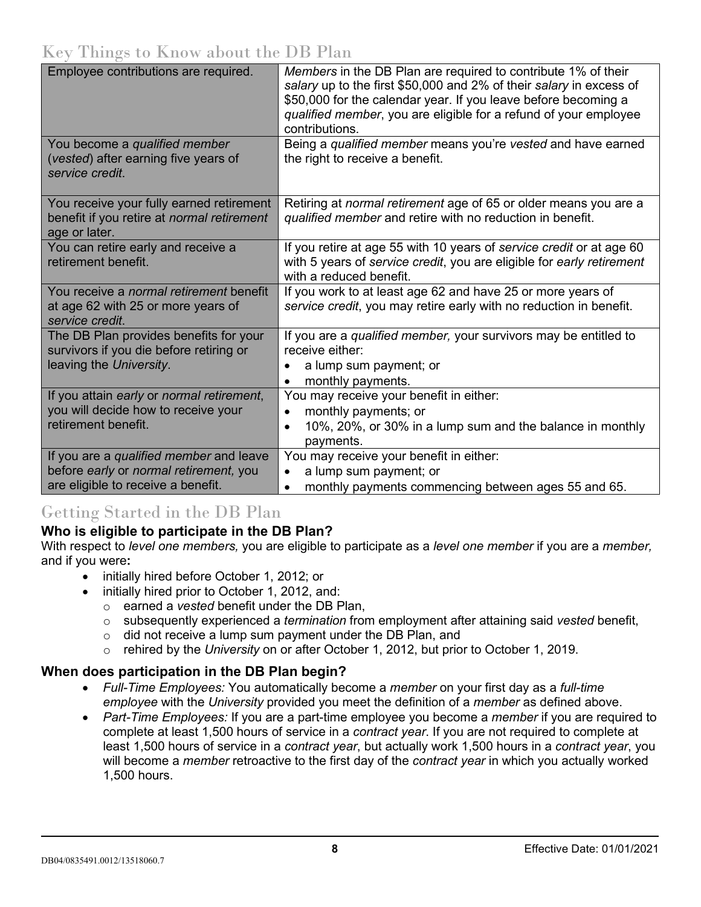## Key Things to Know about the DB Plan

| | |
|---|---|
| Employee contributions are required. | *Members* in the DB Plan are required to contribute 1% of their *salary* up to the first $50,000 and 2% of their *salary* in excess of $50,000 for the calendar year. If you leave before becoming a *qualified member*, you are eligible for a refund of your employee contributions. |
| You become a *qualified member* (*vested*) after earning five years of *service credit*. | Being a *qualified member* means you're *vested* and have earned the right to receive a benefit. |
| You receive your fully earned retirement benefit if you retire at *normal retirement* age or later. | Retiring at *normal retirement* age of 65 or older means you are a *qualified member* and retire with no reduction in benefit. |
| You can retire early and receive a retirement benefit. | If you retire at age 55 with 10 years of *service credit* or at age 60 with 5 years of *service credit*, you are eligible for *early retirement* with a reduced benefit. |
| You receive a *normal retirement* benefit at age 62 with 25 or more years of *service credit*. | If you work to at least age 62 and have 25 or more years of *service credit*, you may retire early with no reduction in benefit. |
| The DB Plan provides benefits for your survivors if you die before retiring or leaving the *University*. | If you are a *qualified member,* your survivors may be entitled to receive either: <br>• a lump sum payment; or <br>• monthly payments. |
| If you attain *early* or *normal retirement*, you will decide how to receive your retirement benefit. | You may receive your benefit in either: <br>• monthly payments; or <br>• 10%, 20%, or 30% in a lump sum and the balance in monthly payments. |
| If you are a *qualified member* and leave before *early* or *normal retirement,* you are eligible to receive a benefit. | You may receive your benefit in either: <br>• a lump sum payment; or <br>• monthly payments commencing between ages 55 and 65. |

## Getting Started in the DB Plan

### Who is eligible to participate in the DB Plan?

With respect to *level one members,* you are eligible to participate as a *level one member* if you are a *member,* and if you were**:**

- initially hired before October 1, 2012; or
- initially hired prior to October 1, 2012, and:
  - earned a *vested* benefit under the DB Plan,
  - subsequently experienced a *termination* from employment after attaining said *vested* benefit,
  - did not receive a lump sum payment under the DB Plan, and
  - rehired by the *University* on or after October 1, 2012, but prior to October 1, 2019.

### When does participation in the DB Plan begin?

- *Full-Time Employees:* You automatically become a *member* on your first day as a *full-time employee* with the *University* provided you meet the definition of a *member* as defined above.
- *Part-Time Employees:* If you are a part-time employee you become a *member* if you are required to complete at least 1,500 hours of service in a *contract year*. If you are not required to complete at least 1,500 hours of service in a *contract year*, but actually work 1,500 hours in a *contract year*, you will become a *member* retroactive to the first day of the *contract year* in which you actually worked 1,500 hours.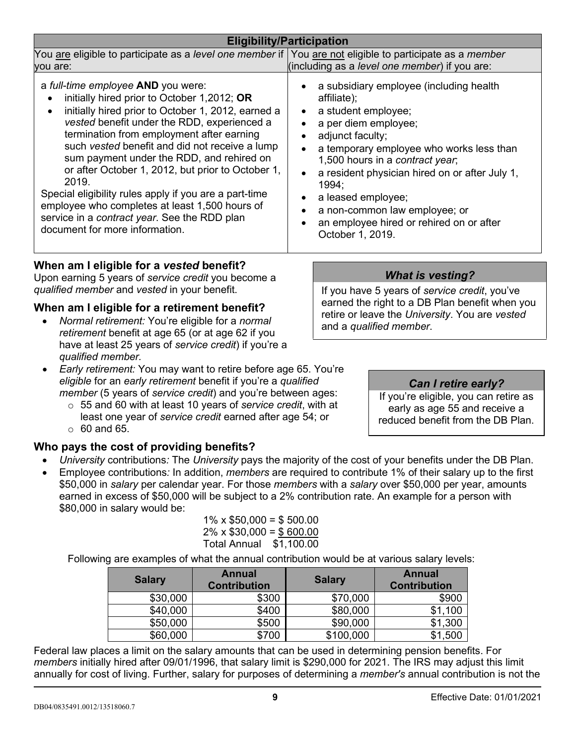| Eligibility/Participation | |
|---|---|
| You <u>are</u> eligible to participate as a *level one member* if you are: | You <u>are not</u> eligible to participate as a *member* (including as a *level one member*) if you are: |
| a *full-time employee* **AND** you were:<br>• initially hired prior to October 1,2012; **OR**<br>• initially hired prior to October 1, 2012, earned a *vested* benefit under the RDD, experienced a termination from employment after earning such *vested* benefit and did not receive a lump sum payment under the RDD, and rehired on or after October 1, 2012, but prior to October 1, 2019.<br>Special eligibility rules apply if you are a part-time employee who completes at least 1,500 hours of service in a *contract year*. See the RDD plan document for more information. | • a subsidiary employee (including health affiliate);<br>• a student employee;<br>• a per diem employee;<br>• adjunct faculty;<br>• a temporary employee who works less than 1,500 hours in a *contract year*;<br>• a resident physician hired on or after July 1, 1994;<br>• a leased employee;<br>• a non-common law employee; or<br>• an employee hired or rehired on or after October 1, 2019. |

### When am I eligible for a *vested* benefit?

Upon earning 5 years of *service credit* you become a *qualified member* and *vested* in your benefit.

> ***What is vesting?***
>
> If you have 5 years of *service credit*, you've earned the right to a DB Plan benefit when you retire or leave the *University*. You are *vested* and a *qualified member*.

### When am I eligible for a retirement benefit?

- *Normal retirement:* You're eligible for a *normal retirement* benefit at age 65 (or at age 62 if you have at least 25 years of *service credit*) if you're a *qualified member.*
- *Early retirement:* You may want to retire before age 65. You're *eligible* for an *early retirement* benefit if you're a *qualified member* (5 years of *service credit*) and you're between ages:
  - 55 and 60 with at least 10 years of *service credit*, with at least one year of *service credit* earned after age 54; or
  - 60 and 65.

> ***Can I retire early?***
>
> If you're eligible, you can retire as early as age 55 and receive a reduced benefit from the DB Plan.

### Who pays the cost of providing benefits?

- *University* contributions*:* The *University* pays the majority of the cost of your benefits under the DB Plan.
- Employee contributions*:* In addition, *members* are required to contribute 1% of their salary up to the first $50,000 in *salary* per calendar year. For those *members* with a *salary* over $50,000 per year, amounts earned in excess of $50,000 will be subject to a 2% contribution rate. An example for a person with $80,000 in salary would be:

1% x $50,000 = $ 500.00
2% x $30,000 = <u>$ 600.00</u>
Total Annual $1,100.00

Following are examples of what the annual contribution would be at various salary levels:

| Salary | Annual Contribution | Salary | Annual Contribution |
|---|---|---|---|
| $30,000 | $300 | $70,000 | $900 |
| $40,000 | $400 | $80,000 | $1,100 |
| $50,000 | $500 | $90,000 | $1,300 |
| $60,000 | $700 | $100,000 | $1,500 |

Federal law places a limit on the salary amounts that can be used in determining pension benefits. For *members* initially hired after 09/01/1996, that salary limit is $290,000 for 2021. The IRS may adjust this limit annually for cost of living. Further, salary for purposes of determining a *member's* annual contribution is not the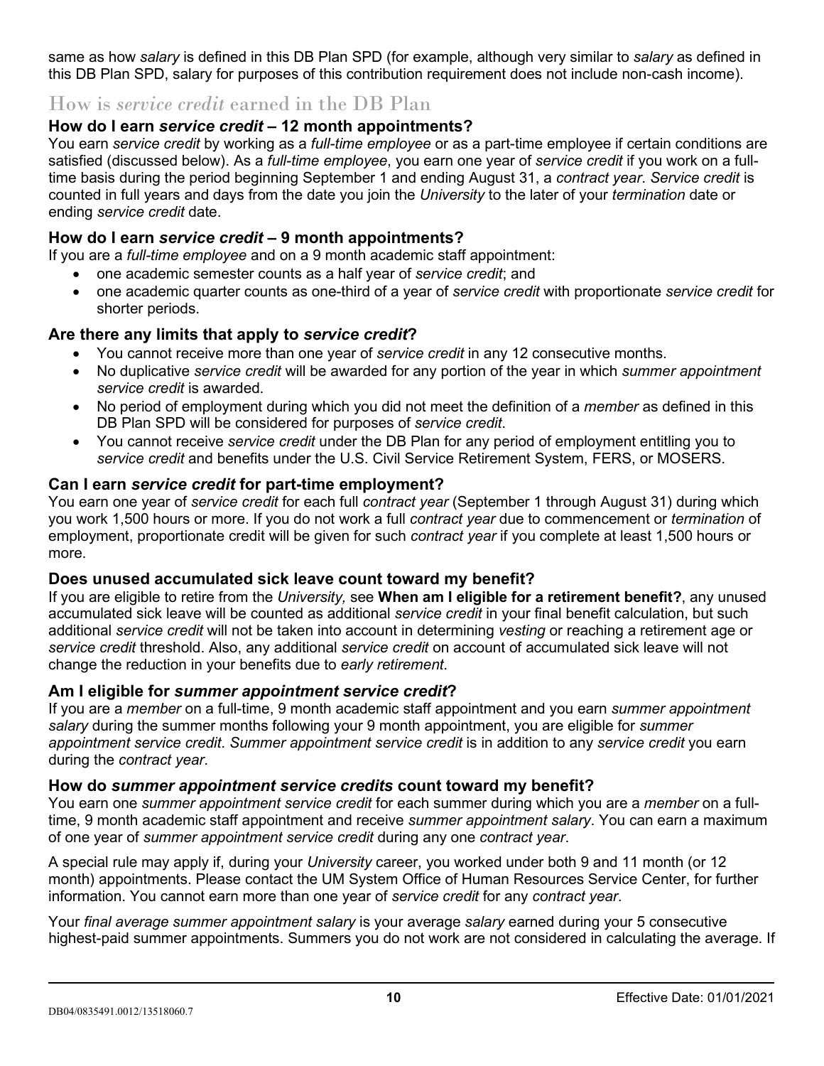same as how *salary* is defined in this DB Plan SPD (for example, although very similar to *salary* as defined in this DB Plan SPD, salary for purposes of this contribution requirement does not include non-cash income).

## How is *service credit* earned in the DB Plan

### How do I earn *service credit* – 12 month appointments?

You earn *service credit* by working as a *full-time employee* or as a part-time employee if certain conditions are satisfied (discussed below). As a *full-time employee*, you earn one year of *service credit* if you work on a full-time basis during the period beginning September 1 and ending August 31, a *contract year*. *Service credit* is counted in full years and days from the date you join the *University* to the later of your *termination* date or ending *service credit* date.

### How do I earn *service credit* – 9 month appointments?

If you are a *full-time employee* and on a 9 month academic staff appointment:

- one academic semester counts as a half year of *service credit*; and
- one academic quarter counts as one-third of a year of *service credit* with proportionate *service credit* for shorter periods.

### Are there any limits that apply to *service credit*?

- You cannot receive more than one year of *service credit* in any 12 consecutive months.
- No duplicative *service credit* will be awarded for any portion of the year in which *summer appointment service credit* is awarded.
- No period of employment during which you did not meet the definition of a *member* as defined in this DB Plan SPD will be considered for purposes of *service credit*.
- You cannot receive *service credit* under the DB Plan for any period of employment entitling you to *service credit* and benefits under the U.S. Civil Service Retirement System, FERS, or MOSERS.

### Can I earn *service credit* for part-time employment?

You earn one year of *service credit* for each full *contract year* (September 1 through August 31) during which you work 1,500 hours or more. If you do not work a full *contract year* due to commencement or *termination* of employment, proportionate credit will be given for such *contract year* if you complete at least 1,500 hours or more.

### Does unused accumulated sick leave count toward my benefit?

If you are eligible to retire from the *University,* see **When am I eligible for a retirement benefit?**, any unused accumulated sick leave will be counted as additional *service credit* in your final benefit calculation, but such additional *service credit* will not be taken into account in determining *vesting* or reaching a retirement age or *service credit* threshold. Also, any additional *service credit* on account of accumulated sick leave will not change the reduction in your benefits due to *early retirement*.

### Am I eligible for *summer appointment service credit*?

If you are a *member* on a full-time, 9 month academic staff appointment and you earn *summer appointment salary* during the summer months following your 9 month appointment, you are eligible for *summer appointment service credit*. *Summer appointment service credit* is in addition to any *service credit* you earn during the *contract year*.

### How do *summer appointment service credits* count toward my benefit?

You earn one *summer appointment service credit* for each summer during which you are a *member* on a full-time, 9 month academic staff appointment and receive *summer appointment salary*. You can earn a maximum of one year of *summer appointment service credit* during any one *contract year*.

A special rule may apply if, during your *University* career, you worked under both 9 and 11 month (or 12 month) appointments. Please contact the UM System Office of Human Resources Service Center, for further information. You cannot earn more than one year of *service credit* for any *contract year*.

Your *final average summer appointment salary* is your average *salary* earned during your 5 consecutive highest-paid summer appointments. Summers you do not work are not considered in calculating the average. If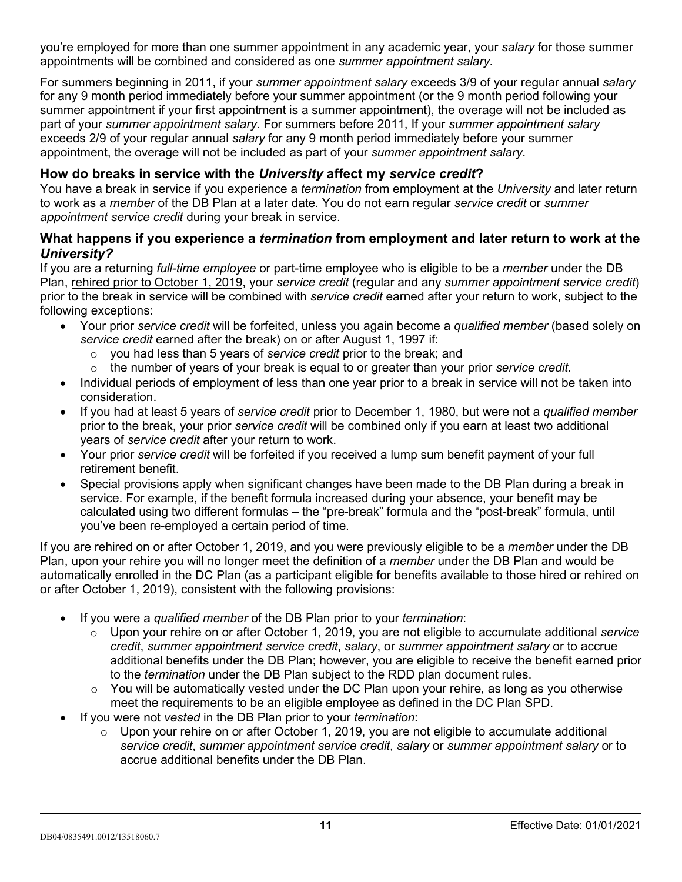you're employed for more than one summer appointment in any academic year, your *salary* for those summer appointments will be combined and considered as one *summer appointment salary*.

For summers beginning in 2011, if your *summer appointment salary* exceeds 3/9 of your regular annual *salary* for any 9 month period immediately before your summer appointment (or the 9 month period following your summer appointment if your first appointment is a summer appointment), the overage will not be included as part of your *summer appointment salary*. For summers before 2011, If your *summer appointment salary* exceeds 2/9 of your regular annual *salary* for any 9 month period immediately before your summer appointment, the overage will not be included as part of your *summer appointment salary*.

### How do breaks in service with the *University* affect my *service credit*?

You have a break in service if you experience a *termination* from employment at the *University* and later return to work as a *member* of the DB Plan at a later date. You do not earn regular *service credit* or *summer appointment service credit* during your break in service.

### What happens if you experience a *termination* from employment and later return to work at the *University?*

If you are a returning *full-time employee* or part-time employee who is eligible to be a *member* under the DB Plan, rehired prior to October 1, 2019, your *service credit* (regular and any *summer appointment service credit*) prior to the break in service will be combined with *service credit* earned after your return to work, subject to the following exceptions:

- Your prior *service credit* will be forfeited, unless you again become a *qualified member* (based solely on *service credit* earned after the break) on or after August 1, 1997 if:
  - you had less than 5 years of *service credit* prior to the break; and
  - the number of years of your break is equal to or greater than your prior *service credit*.
- Individual periods of employment of less than one year prior to a break in service will not be taken into consideration.
- If you had at least 5 years of *service credit* prior to December 1, 1980, but were not a *qualified member* prior to the break, your prior *service credit* will be combined only if you earn at least two additional years of *service credit* after your return to work.
- Your prior *service credit* will be forfeited if you received a lump sum benefit payment of your full retirement benefit.
- Special provisions apply when significant changes have been made to the DB Plan during a break in service. For example, if the benefit formula increased during your absence, your benefit may be calculated using two different formulas – the "pre-break" formula and the "post-break" formula, until you've been re-employed a certain period of time.

If you are rehired on or after October 1, 2019, and you were previously eligible to be a *member* under the DB Plan, upon your rehire you will no longer meet the definition of a *member* under the DB Plan and would be automatically enrolled in the DC Plan (as a participant eligible for benefits available to those hired or rehired on or after October 1, 2019), consistent with the following provisions:

- If you were a *qualified member* of the DB Plan prior to your *termination*:
  - Upon your rehire on or after October 1, 2019, you are not eligible to accumulate additional *service credit*, *summer appointment service credit*, *salary*, or *summer appointment salary* or to accrue additional benefits under the DB Plan; however, you are eligible to receive the benefit earned prior to the *termination* under the DB Plan subject to the RDD plan document rules.
  - You will be automatically vested under the DC Plan upon your rehire, as long as you otherwise meet the requirements to be an eligible employee as defined in the DC Plan SPD.
- If you were not *vested* in the DB Plan prior to your *termination*:
  - Upon your rehire on or after October 1, 2019, you are not eligible to accumulate additional *service credit*, *summer appointment service credit*, *salary* or *summer appointment salary* or to accrue additional benefits under the DB Plan.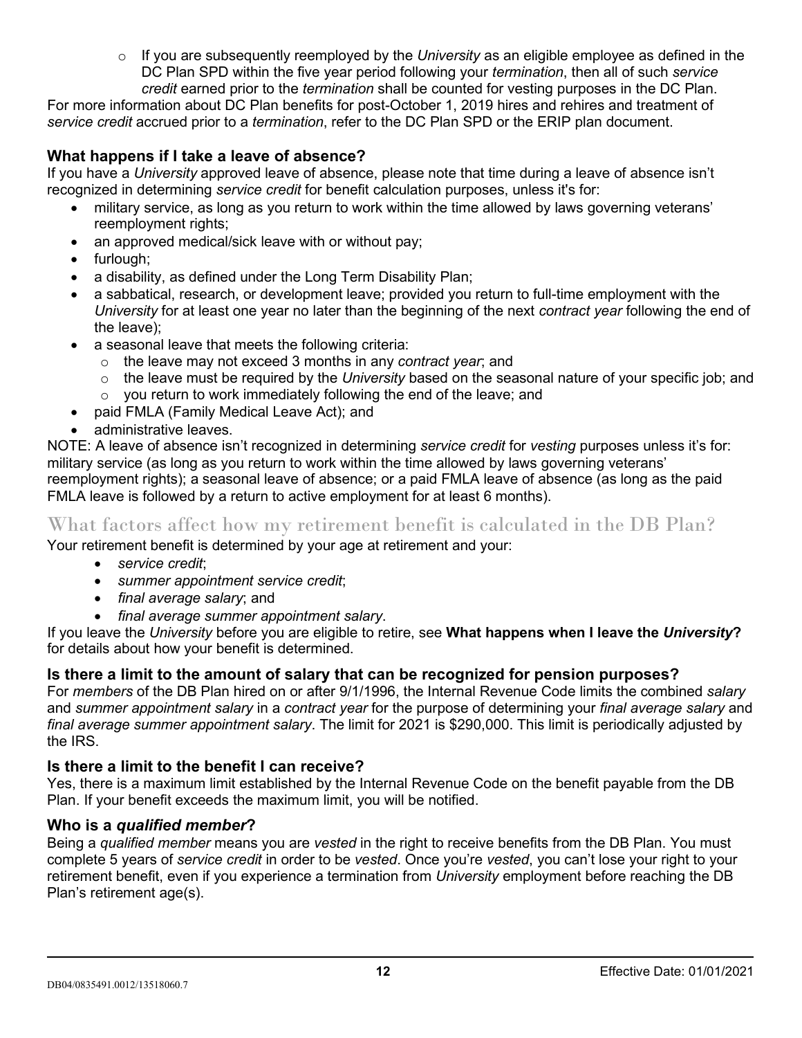- If you are subsequently reemployed by the *University* as an eligible employee as defined in the DC Plan SPD within the five year period following your *termination*, then all of such *service credit* earned prior to the *termination* shall be counted for vesting purposes in the DC Plan.

For more information about DC Plan benefits for post-October 1, 2019 hires and rehires and treatment of *service credit* accrued prior to a *termination*, refer to the DC Plan SPD or the ERIP plan document.

### What happens if I take a leave of absence?

If you have a *University* approved leave of absence, please note that time during a leave of absence isn't recognized in determining *service credit* for benefit calculation purposes, unless it's for:

- military service, as long as you return to work within the time allowed by laws governing veterans' reemployment rights;
- an approved medical/sick leave with or without pay;
- furlough;
- a disability, as defined under the Long Term Disability Plan;
- a sabbatical, research, or development leave; provided you return to full-time employment with the *University* for at least one year no later than the beginning of the next *contract year* following the end of the leave);
- a seasonal leave that meets the following criteria:
  - the leave may not exceed 3 months in any *contract year*; and
  - the leave must be required by the *University* based on the seasonal nature of your specific job; and
  - you return to work immediately following the end of the leave; and
- paid FMLA (Family Medical Leave Act); and
- administrative leaves.

NOTE: A leave of absence isn't recognized in determining *service credit* for *vesting* purposes unless it's for: military service (as long as you return to work within the time allowed by laws governing veterans' reemployment rights); a seasonal leave of absence; or a paid FMLA leave of absence (as long as the paid FMLA leave is followed by a return to active employment for at least 6 months).

## What factors affect how my retirement benefit is calculated in the DB Plan?

Your retirement benefit is determined by your age at retirement and your:

- *service credit*;
- *summer appointment service credit*;
- *final average salary*; and
- *final average summer appointment salary*.

If you leave the *University* before you are eligible to retire, see **What happens when I leave the *University*?** for details about how your benefit is determined.

### Is there a limit to the amount of salary that can be recognized for pension purposes?

For *members* of the DB Plan hired on or after 9/1/1996, the Internal Revenue Code limits the combined *salary* and *summer appointment salary* in a *contract year* for the purpose of determining your *final average salary* and *final average summer appointment salary*. The limit for 2021 is $290,000. This limit is periodically adjusted by the IRS.

### Is there a limit to the benefit I can receive?

Yes, there is a maximum limit established by the Internal Revenue Code on the benefit payable from the DB Plan. If your benefit exceeds the maximum limit, you will be notified.

### Who is a *qualified member*?

Being a *qualified member* means you are *vested* in the right to receive benefits from the DB Plan. You must complete 5 years of *service credit* in order to be *vested*. Once you're *vested*, you can't lose your right to your retirement benefit, even if you experience a termination from *University* employment before reaching the DB Plan's retirement age(s).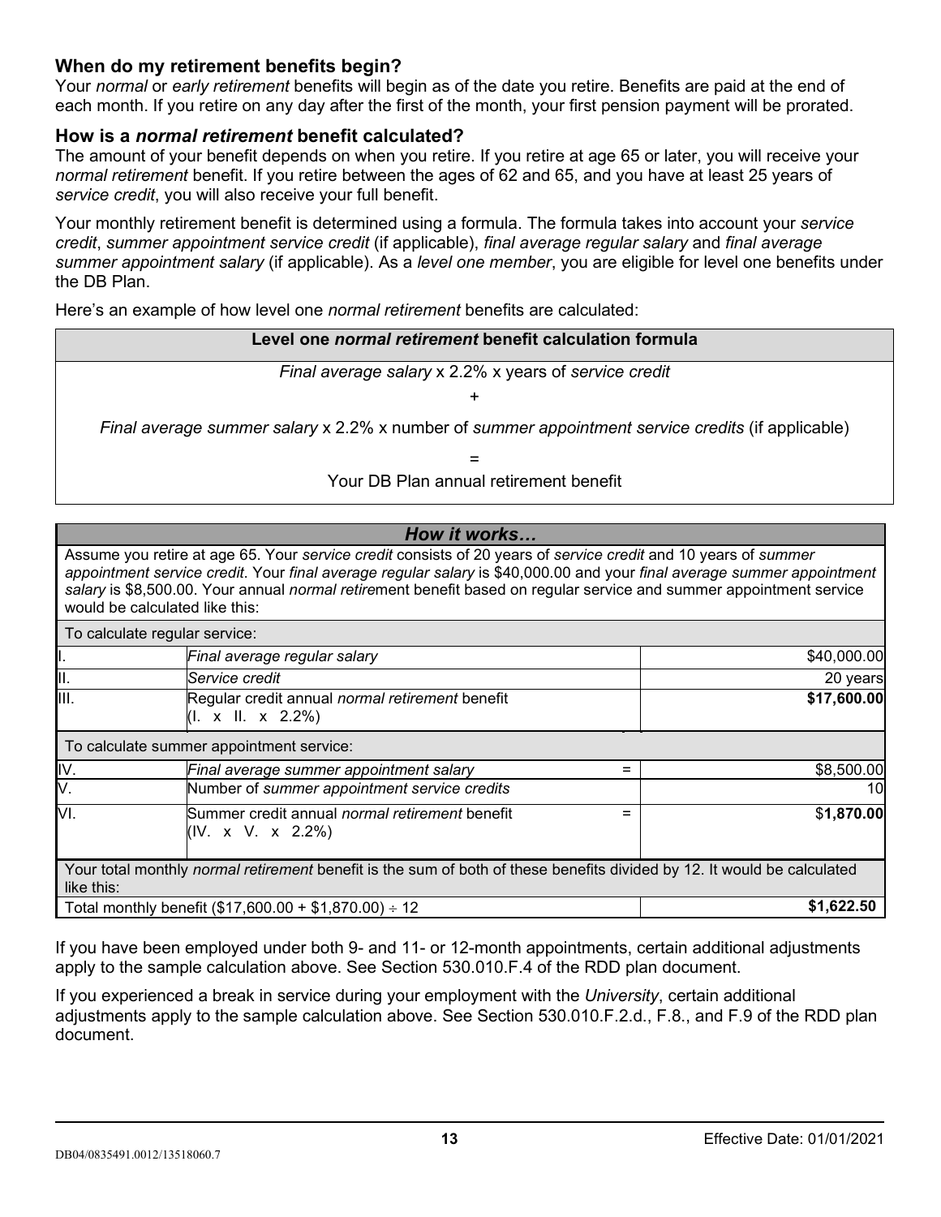### When do my retirement benefits begin?

Your *normal* or *early retirement* benefits will begin as of the date you retire. Benefits are paid at the end of each month. If you retire on any day after the first of the month, your first pension payment will be prorated.

### How is a *normal retirement* benefit calculated?

The amount of your benefit depends on when you retire. If you retire at age 65 or later, you will receive your *normal retirement* benefit. If you retire between the ages of 62 and 65, and you have at least 25 years of *service credit*, you will also receive your full benefit.

Your monthly retirement benefit is determined using a formula. The formula takes into account your *service credit*, *summer appointment service credit* (if applicable), *final average regular salary* and *final average summer appointment salary* (if applicable). As a *level one member*, you are eligible for level one benefits under the DB Plan.

Here's an example of how level one *normal retirement* benefits are calculated:

| Level one *normal retirement* benefit calculation formula |
|---|
| *Final average salary* x 2.2% x years of *service credit* |
| + |
| *Final average summer salary* x 2.2% x number of *summer appointment service credits* (if applicable) |
| = |
| Your DB Plan annual retirement benefit |

| *How it works…* | | |
|---|---|---|
| Assume you retire at age 65. Your *service credit* consists of 20 years of *service credit* and 10 years of *summer appointment service credit*. Your *final average regular salary* is $40,000.00 and your *final average summer appointment salary* is $8,500.00. Your annual *normal retire*ment benefit based on regular service and summer appointment service would be calculated like this: | | |
| To calculate regular service: | | |
| I. | *Final average regular salary* | $40,000.00 |
| II. | *Service credit* | 20 years |
| III. | Regular credit annual *normal retirement* benefit (I. x II. x 2.2%) | **$17,600.00** |
| To calculate summer appointment service: | | |
| IV. | *Final average summer appointment salary* = | $8,500.00 |
| V. | Number of *summer appointment service credits* | 10 |
| VI. | Summer credit annual *normal retirement* benefit = (IV. x V. x 2.2%) | $**1,870.00** |
| Your total monthly *normal retirement* benefit is the sum of both of these benefits divided by 12. It would be calculated like this: | | |
| Total monthly benefit ($17,600.00 + $1,870.00) ÷ 12 | | **$1,622.50** |

If you have been employed under both 9- and 11- or 12-month appointments, certain additional adjustments apply to the sample calculation above. See Section 530.010.F.4 of the RDD plan document.

If you experienced a break in service during your employment with the *University*, certain additional adjustments apply to the sample calculation above. See Section 530.010.F.2.d., F.8., and F.9 of the RDD plan document.

Effective Date: 01/01/2021

DB04/0835491.0012/13518060.7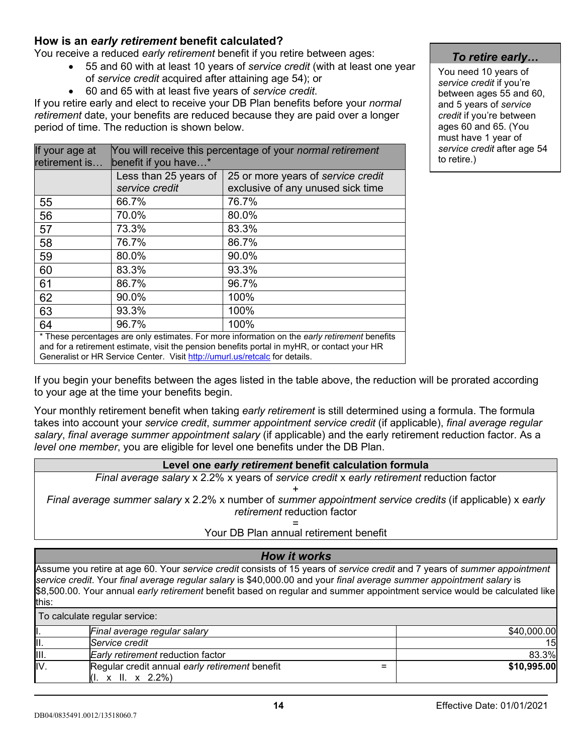## How is an *early retirement* benefit calculated?

You receive a reduced *early retirement* benefit if you retire between ages:

- 55 and 60 with at least 10 years of *service credit* (with at least one year of *service credit* acquired after attaining age 54); or
- 60 and 65 with at least five years of *service credit*.

If you retire early and elect to receive your DB Plan benefits before your *normal retirement* date, your benefits are reduced because they are paid over a longer period of time. The reduction is shown below.

> ***To retire early…***
>
> You need 10 years of *service credit* if you're between ages 55 and 60, and 5 years of *service credit* if you're between ages 60 and 65. (You must have 1 year of *service credit* after age 54 to retire.)

| If your age at retirement is… | You will receive this percentage of your *normal retirement* benefit if you have…* | |
|---|---|---|
| | Less than 25 years of *service credit* | 25 or more years of *service credit* exclusive of any unused sick time |
| 55 | 66.7% | 76.7% |
| 56 | 70.0% | 80.0% |
| 57 | 73.3% | 83.3% |
| 58 | 76.7% | 86.7% |
| 59 | 80.0% | 90.0% |
| 60 | 83.3% | 93.3% |
| 61 | 86.7% | 96.7% |
| 62 | 90.0% | 100% |
| 63 | 93.3% | 100% |
| 64 | 96.7% | 100% |

\* These percentages are only estimates. For more information on the *early retirement* benefits and for a retirement estimate, visit the pension benefits portal in myHR, or contact your HR Generalist or HR Service Center. Visit http://umurl.us/retcalc for details.

If you begin your benefits between the ages listed in the table above, the reduction will be prorated according to your age at the time your benefits begin.

Your monthly retirement benefit when taking *early retirement* is still determined using a formula. The formula takes into account your *service credit*, *summer appointment service credit* (if applicable), *final average regular salary*, *final average summer appointment salary* (if applicable) and the early retirement reduction factor. As a *level one member*, you are eligible for level one benefits under the DB Plan.

**Level one *early retirement* benefit calculation formula**

*Final average salary* x 2.2% x years of *service credit* x *early retirement* reduction factor

\+

*Final average summer salary* x 2.2% x number of *summer appointment service credits* (if applicable) x *early retirement* reduction factor

=

Your DB Plan annual retirement benefit

***How it works***

Assume you retire at age 60. Your *service credit* consists of 15 years of *service credit* and 7 years of *summer appointment service credit.* Your *final average regular salary* is $40,000.00 and your *final average summer appointment salary* is $8,500.00. Your annual *early retirement* benefit based on regular and summer appointment service would be calculated like this:

To calculate regular service:

| | | |
|---|---|---|
| I. | *Final average regular salary* | $40,000.00 |
| II. | *Service credit* | 15 |
| III. | *Early retirement* reduction factor | 83.3% |
| IV. | Regular credit annual *early retirement* benefit (I. x II. x 2.2%) = | **$10,995.00** |

DB04/0835491.0012/13518060.7

Effective Date: 01/01/2021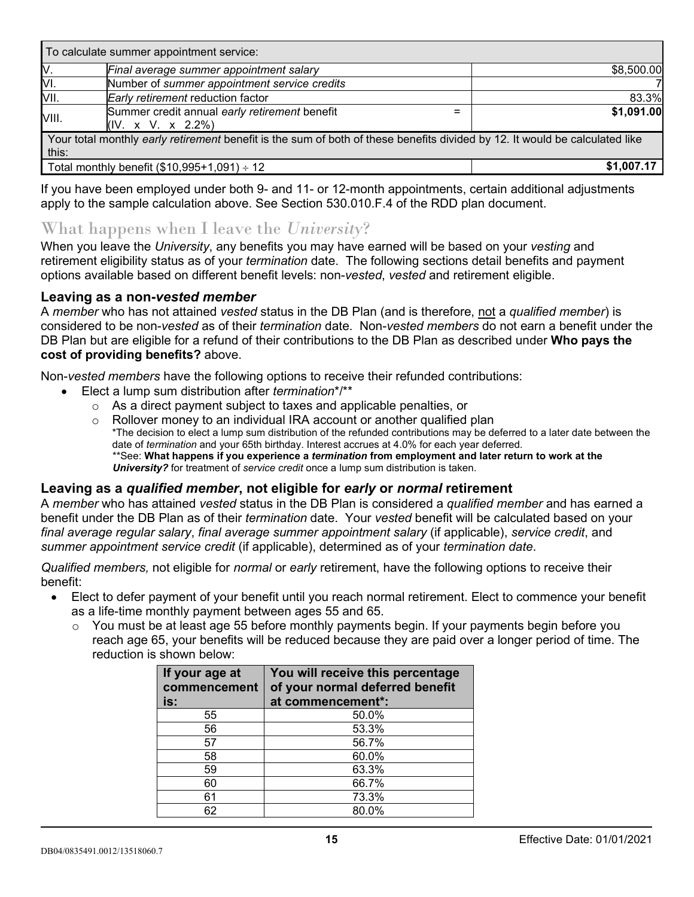| To calculate summer appointment service: | | |
|---|---|---|
| V. | *Final average summer appointment salary* | $8,500.00 |
| VI. | Number of *summer appointment service credits* | 7 |
| VII. | *Early retirement* reduction factor | 83.3% |
| VIII. | Summer credit annual *early retirement* benefit (IV. x V. x 2.2%) = | **$1,091.00** |
| Your total monthly *early retirement* benefit is the sum of both of these benefits divided by 12. It would be calculated like this: | | |
| Total monthly benefit ($10,995+1,091) ÷ 12 | | **$1,007.17** |

If you have been employed under both 9- and 11- or 12-month appointments, certain additional adjustments apply to the sample calculation above. See Section 530.010.F.4 of the RDD plan document.

## What happens when I leave the *University*?

When you leave the *University*, any benefits you may have earned will be based on your *vesting* and retirement eligibility status as of your *termination* date. The following sections detail benefits and payment options available based on different benefit levels: non-*vested*, *vested* and retirement eligible.

### Leaving as a non-*vested member*

A *member* who has not attained *vested* status in the DB Plan (and is therefore, not a *qualified member*) is considered to be non-*vested* as of their *termination* date. Non-*vested members* do not earn a benefit under the DB Plan but are eligible for a refund of their contributions to the DB Plan as described under **Who pays the cost of providing benefits?** above.

Non-*vested members* have the following options to receive their refunded contributions:

- Elect a lump sum distribution after *termination*\*/\*\*
  - As a direct payment subject to taxes and applicable penalties, or
  - Rollover money to an individual IRA account or another qualified plan

    \*The decision to elect a lump sum distribution of the refunded contributions may be deferred to a later date between the date of *termination* and your 65th birthday. Interest accrues at 4.0% for each year deferred.

    \*\*See: **What happens if you experience a *termination* from employment and later return to work at the *University*?** for treatment of *service credit* once a lump sum distribution is taken.

### Leaving as a *qualified member*, not eligible for *early* or *normal* retirement

A *member* who has attained *vested* status in the DB Plan is considered a *qualified member* and has earned a benefit under the DB Plan as of their *termination* date. Your *vested* benefit will be calculated based on your *final average regular salary*, *final average summer appointment salary* (if applicable), *service credit*, and *summer appointment service credit* (if applicable), determined as of your *termination date*.

*Qualified members,* not eligible for *normal* or *early* retirement, have the following options to receive their benefit:

- Elect to defer payment of your benefit until you reach normal retirement. Elect to commence your benefit as a life-time monthly payment between ages 55 and 65.
  - You must be at least age 55 before monthly payments begin. If your payments begin before you reach age 65, your benefits will be reduced because they are paid over a longer period of time. The reduction is shown below:

| If your age at commencement is: | You will receive this percentage of your normal deferred benefit at commencement*: |
|---|---|
| 55 | 50.0% |
| 56 | 53.3% |
| 57 | 56.7% |
| 58 | 60.0% |
| 59 | 63.3% |
| 60 | 66.7% |
| 61 | 73.3% |
| 62 | 80.0% |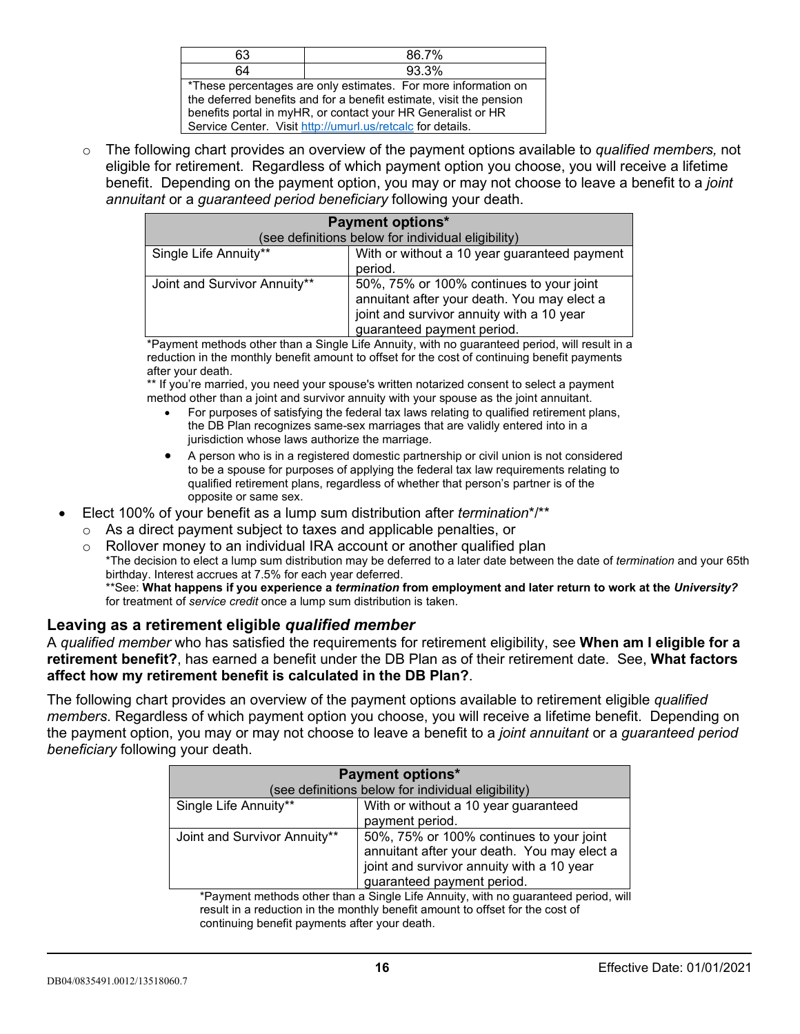| | |
|---|---|
| 63 | 86.7% |
| 64 | 93.3% |
| *These percentages are only estimates. For more information on the deferred benefits and for a benefit estimate, visit the pension benefits portal in myHR, or contact your HR Generalist or HR Service Center. Visit http://umurl.us/retcalc for details. | |

- The following chart provides an overview of the payment options available to *qualified members,* not eligible for retirement. Regardless of which payment option you choose, you will receive a lifetime benefit. Depending on the payment option, you may or may not choose to leave a benefit to a *joint annuitant* or a *guaranteed period beneficiary* following your death.

| **Payment options*** (see definitions below for individual eligibility) | |
|---|---|
| Single Life Annuity** | With or without a 10 year guaranteed payment period. |
| Joint and Survivor Annuity** | 50%, 75% or 100% continues to your joint annuitant after your death. You may elect a joint and survivor annuity with a 10 year guaranteed payment period. |

*Payment methods other than a Single Life Annuity, with no guaranteed period, will result in a reduction in the monthly benefit amount to offset for the cost of continuing benefit payments after your death.

** If you're married, you need your spouse's written notarized consent to select a payment method other than a joint and survivor annuity with your spouse as the joint annuitant.

- For purposes of satisfying the federal tax laws relating to qualified retirement plans, the DB Plan recognizes same-sex marriages that are validly entered into in a jurisdiction whose laws authorize the marriage.
- A person who is in a registered domestic partnership or civil union is not considered to be a spouse for purposes of applying the federal tax law requirements relating to qualified retirement plans, regardless of whether that person's partner is of the opposite or same sex.

- Elect 100% of your benefit as a lump sum distribution after *termination**/**
  - As a direct payment subject to taxes and applicable penalties, or
  - Rollover money to an individual IRA account or another qualified plan

  *The decision to elect a lump sum distribution may be deferred to a later date between the date of *termination* and your 65th birthday. Interest accrues at 7.5% for each year deferred.

  **See: **What happens if you experience a *termination* from employment and later return to work at the *University?*** for treatment of *service credit* once a lump sum distribution is taken.

## Leaving as a retirement eligible *qualified member*

A *qualified member* who has satisfied the requirements for retirement eligibility, see **When am I eligible for a retirement benefit?**, has earned a benefit under the DB Plan as of their retirement date. See, **What factors affect how my retirement benefit is calculated in the DB Plan?**.

The following chart provides an overview of the payment options available to retirement eligible *qualified members*. Regardless of which payment option you choose, you will receive a lifetime benefit. Depending on the payment option, you may or may not choose to leave a benefit to a *joint annuitant* or a *guaranteed period beneficiary* following your death.

| **Payment options*** (see definitions below for individual eligibility) | |
|---|---|
| Single Life Annuity** | With or without a 10 year guaranteed payment period. |
| Joint and Survivor Annuity** | 50%, 75% or 100% continues to your joint annuitant after your death. You may elect a joint and survivor annuity with a 10 year guaranteed payment period. |

*Payment methods other than a Single Life Annuity, with no guaranteed period, will result in a reduction in the monthly benefit amount to offset for the cost of continuing benefit payments after your death.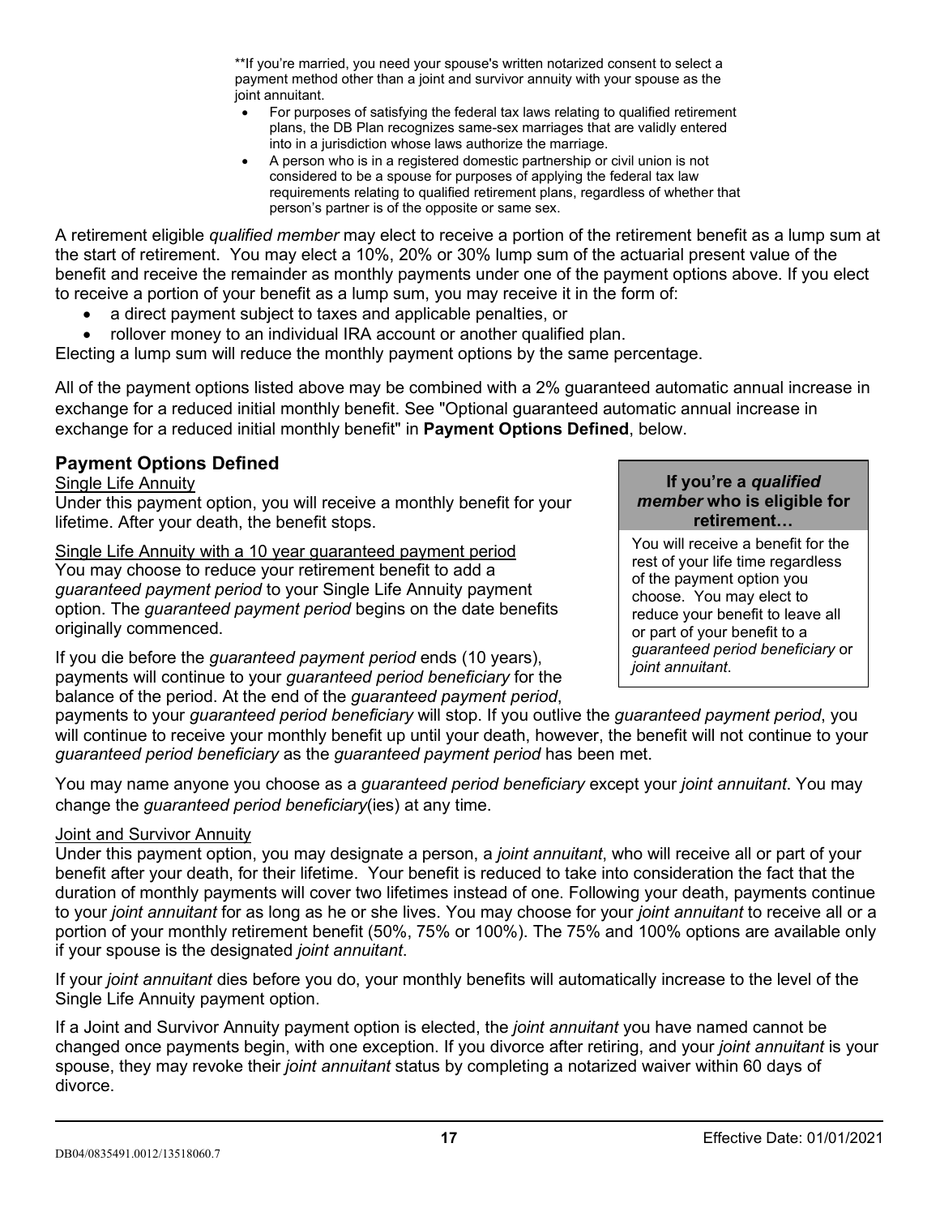**If you're married, you need your spouse's written notarized consent to select a payment method other than a joint and survivor annuity with your spouse as the joint annuitant.

- For purposes of satisfying the federal tax laws relating to qualified retirement plans, the DB Plan recognizes same-sex marriages that are validly entered into in a jurisdiction whose laws authorize the marriage.
- A person who is in a registered domestic partnership or civil union is not considered to be a spouse for purposes of applying the federal tax law requirements relating to qualified retirement plans, regardless of whether that person's partner is of the opposite or same sex.

A retirement eligible *qualified member* may elect to receive a portion of the retirement benefit as a lump sum at the start of retirement. You may elect a 10%, 20% or 30% lump sum of the actuarial present value of the benefit and receive the remainder as monthly payments under one of the payment options above. If you elect to receive a portion of your benefit as a lump sum, you may receive it in the form of:

- a direct payment subject to taxes and applicable penalties, or
- rollover money to an individual IRA account or another qualified plan.

Electing a lump sum will reduce the monthly payment options by the same percentage.

All of the payment options listed above may be combined with a 2% guaranteed automatic annual increase in exchange for a reduced initial monthly benefit. See "Optional guaranteed automatic annual increase in exchange for a reduced initial monthly benefit" in **Payment Options Defined**, below.

## Payment Options Defined

> **If you're a *qualified member* who is eligible for retirement…**
>
> You will receive a benefit for the rest of your life time regardless of the payment option you choose. You may elect to reduce your benefit to leave all or part of your benefit to a *guaranteed period beneficiary* or *joint annuitant*.

<u>Single Life Annuity</u>

Under this payment option, you will receive a monthly benefit for your lifetime. After your death, the benefit stops.

<u>Single Life Annuity with a 10 year guaranteed payment period</u>

You may choose to reduce your retirement benefit to add a *guaranteed payment period* to your Single Life Annuity payment option. The *guaranteed payment period* begins on the date benefits originally commenced.

If you die before the *guaranteed payment period* ends (10 years), payments will continue to your *guaranteed period beneficiary* for the balance of the period. At the end of the *guaranteed payment period*, payments to your *guaranteed period beneficiary* will stop. If you outlive the *guaranteed payment period*, you will continue to receive your monthly benefit up until your death, however, the benefit will not continue to your *guaranteed period beneficiary* as the *guaranteed payment period* has been met.

You may name anyone you choose as a *guaranteed period beneficiary* except your *joint annuitant*. You may change the *guaranteed period beneficiary*(ies) at any time.

<u>Joint and Survivor Annuity</u>

Under this payment option, you may designate a person, a *joint annuitant*, who will receive all or part of your benefit after your death, for their lifetime. Your benefit is reduced to take into consideration the fact that the duration of monthly payments will cover two lifetimes instead of one. Following your death, payments continue to your *joint annuitant* for as long as he or she lives. You may choose for your *joint annuitant* to receive all or a portion of your monthly retirement benefit (50%, 75% or 100%). The 75% and 100% options are available only if your spouse is the designated *joint annuitant*.

If your *joint annuitant* dies before you do, your monthly benefits will automatically increase to the level of the Single Life Annuity payment option.

If a Joint and Survivor Annuity payment option is elected, the *joint annuitant* you have named cannot be changed once payments begin, with one exception. If you divorce after retiring, and your *joint annuitant* is your spouse, they may revoke their *joint annuitant* status by completing a notarized waiver within 60 days of divorce.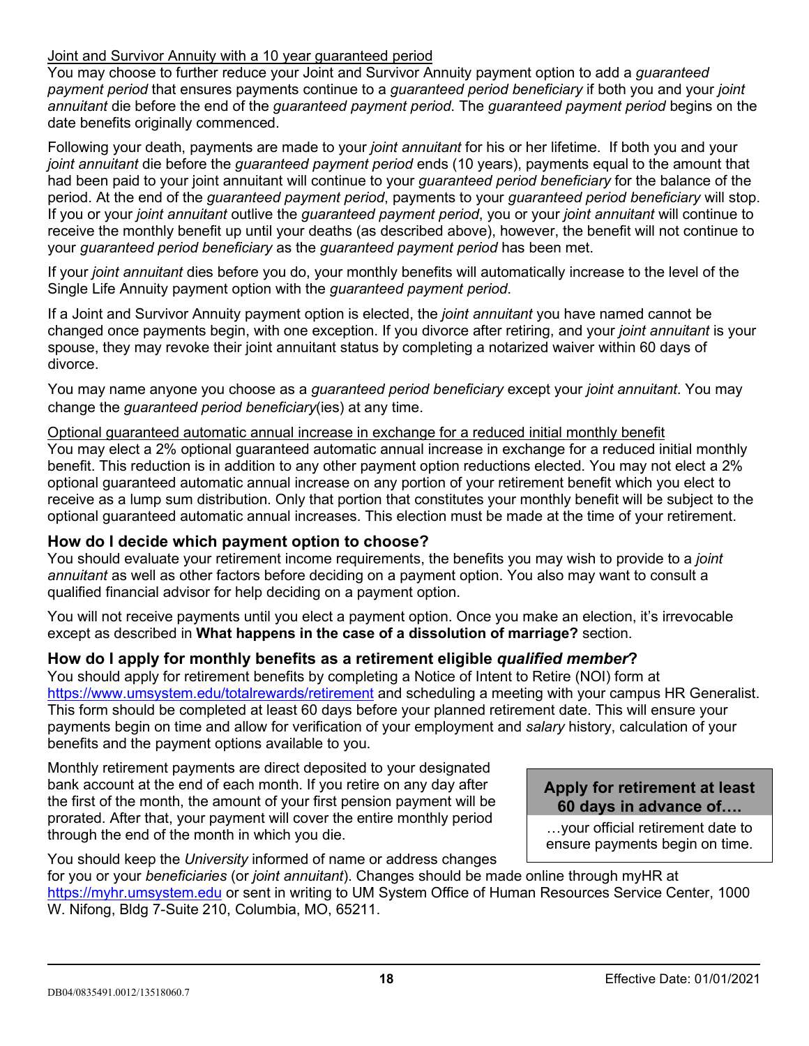Joint and Survivor Annuity with a 10 year guaranteed period

You may choose to further reduce your Joint and Survivor Annuity payment option to add a *guaranteed payment period* that ensures payments continue to a *guaranteed period beneficiary* if both you and your *joint annuitant* die before the end of the *guaranteed payment period*. The *guaranteed payment period* begins on the date benefits originally commenced.

Following your death, payments are made to your *joint annuitant* for his or her lifetime. If both you and your *joint annuitant* die before the *guaranteed payment period* ends (10 years), payments equal to the amount that had been paid to your joint annuitant will continue to your *guaranteed period beneficiary* for the balance of the period. At the end of the *guaranteed payment period*, payments to your *guaranteed period beneficiary* will stop. If you or your *joint annuitant* outlive the *guaranteed payment period*, you or your *joint annuitant* will continue to receive the monthly benefit up until your deaths (as described above), however, the benefit will not continue to your *guaranteed period beneficiary* as the *guaranteed payment period* has been met.

If your *joint annuitant* dies before you do, your monthly benefits will automatically increase to the level of the Single Life Annuity payment option with the *guaranteed payment period*.

If a Joint and Survivor Annuity payment option is elected, the *joint annuitant* you have named cannot be changed once payments begin, with one exception. If you divorce after retiring, and your *joint annuitant* is your spouse, they may revoke their joint annuitant status by completing a notarized waiver within 60 days of divorce.

You may name anyone you choose as a *guaranteed period beneficiary* except your *joint annuitant*. You may change the *guaranteed period beneficiary*(ies) at any time.

Optional guaranteed automatic annual increase in exchange for a reduced initial monthly benefit

You may elect a 2% optional guaranteed automatic annual increase in exchange for a reduced initial monthly benefit. This reduction is in addition to any other payment option reductions elected. You may not elect a 2% optional guaranteed automatic annual increase on any portion of your retirement benefit which you elect to receive as a lump sum distribution. Only that portion that constitutes your monthly benefit will be subject to the optional guaranteed automatic annual increases. This election must be made at the time of your retirement.

### How do I decide which payment option to choose?

You should evaluate your retirement income requirements, the benefits you may wish to provide to a *joint annuitant* as well as other factors before deciding on a payment option. You also may want to consult a qualified financial advisor for help deciding on a payment option.

You will not receive payments until you elect a payment option. Once you make an election, it's irrevocable except as described in **What happens in the case of a dissolution of marriage?** section.

### How do I apply for monthly benefits as a retirement eligible *qualified member*?

You should apply for retirement benefits by completing a Notice of Intent to Retire (NOI) form at https://www.umsystem.edu/totalrewards/retirement and scheduling a meeting with your campus HR Generalist. This form should be completed at least 60 days before your planned retirement date. This will ensure your payments begin on time and allow for verification of your employment and *salary* history, calculation of your benefits and the payment options available to you.

Monthly retirement payments are direct deposited to your designated bank account at the end of each month. If you retire on any day after the first of the month, the amount of your first pension payment will be prorated. After that, your payment will cover the entire monthly period through the end of the month in which you die.

> **Apply for retirement at least 60 days in advance of….**
>
> …your official retirement date to ensure payments begin on time.

You should keep the *University* informed of name or address changes for you or your *beneficiaries* (or *joint annuitant*). Changes should be made online through myHR at https://myhr.umsystem.edu or sent in writing to UM System Office of Human Resources Service Center, 1000 W. Nifong, Bldg 7-Suite 210, Columbia, MO, 65211.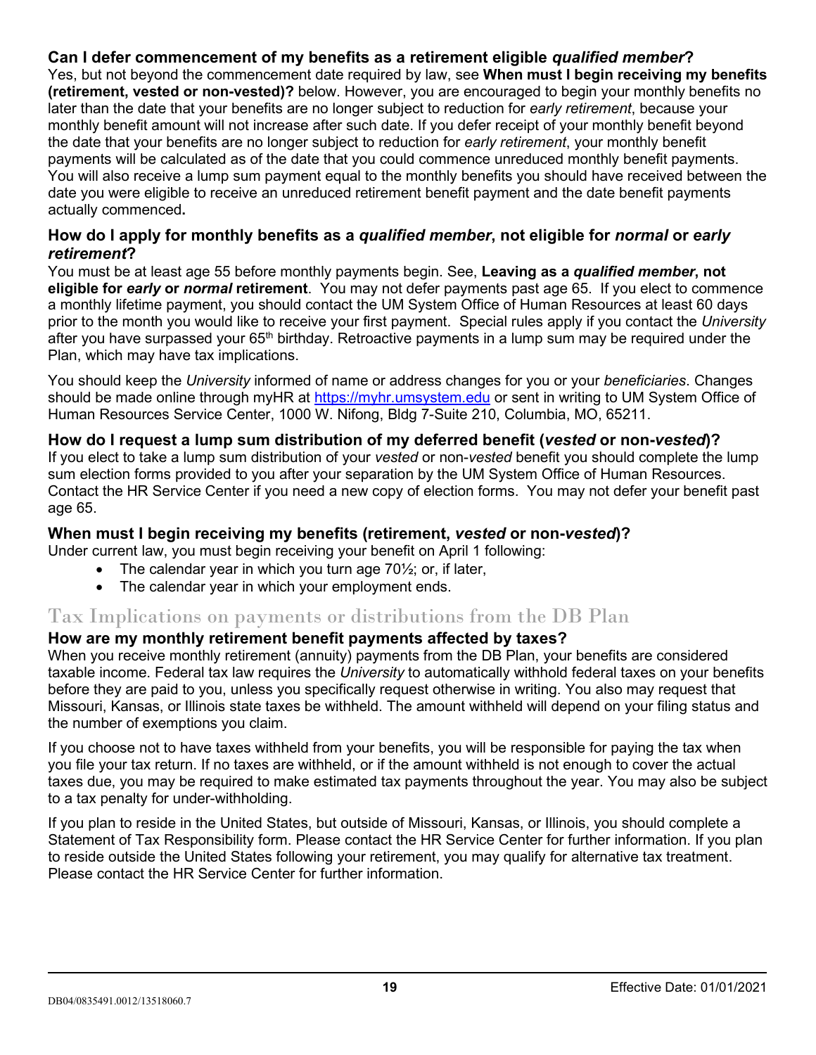### Can I defer commencement of my benefits as a retirement eligible *qualified member*?

Yes, but not beyond the commencement date required by law, see **When must I begin receiving my benefits (retirement, vested or non-vested)?** below. However, you are encouraged to begin your monthly benefits no later than the date that your benefits are no longer subject to reduction for *early retirement*, because your monthly benefit amount will not increase after such date. If you defer receipt of your monthly benefit beyond the date that your benefits are no longer subject to reduction for *early retirement*, your monthly benefit payments will be calculated as of the date that you could commence unreduced monthly benefit payments. You will also receive a lump sum payment equal to the monthly benefits you should have received between the date you were eligible to receive an unreduced retirement benefit payment and the date benefit payments actually commenced**.**

### How do I apply for monthly benefits as a *qualified member*, not eligible for *normal* or *early retirement*?

You must be at least age 55 before monthly payments begin. See, **Leaving as a *qualified member*, not eligible for *early* or *normal* retirement**. You may not defer payments past age 65. If you elect to commence a monthly lifetime payment, you should contact the UM System Office of Human Resources at least 60 days prior to the month you would like to receive your first payment. Special rules apply if you contact the *University* after you have surpassed your 65th birthday. Retroactive payments in a lump sum may be required under the Plan, which may have tax implications.

You should keep the *University* informed of name or address changes for you or your *beneficiaries*. Changes should be made online through myHR at https://myhr.umsystem.edu or sent in writing to UM System Office of Human Resources Service Center, 1000 W. Nifong, Bldg 7-Suite 210, Columbia, MO, 65211.

### How do I request a lump sum distribution of my deferred benefit (*vested* or non-*vested*)?

If you elect to take a lump sum distribution of your *vested* or non-*vested* benefit you should complete the lump sum election forms provided to you after your separation by the UM System Office of Human Resources. Contact the HR Service Center if you need a new copy of election forms. You may not defer your benefit past age 65.

### When must I begin receiving my benefits (retirement, *vested* or non-*vested*)?

Under current law, you must begin receiving your benefit on April 1 following:

- The calendar year in which you turn age 70½; or, if later,
- The calendar year in which your employment ends.

## Tax Implications on payments or distributions from the DB Plan

### How are my monthly retirement benefit payments affected by taxes?

When you receive monthly retirement (annuity) payments from the DB Plan, your benefits are considered taxable income. Federal tax law requires the *University* to automatically withhold federal taxes on your benefits before they are paid to you, unless you specifically request otherwise in writing. You also may request that Missouri, Kansas, or Illinois state taxes be withheld. The amount withheld will depend on your filing status and the number of exemptions you claim.

If you choose not to have taxes withheld from your benefits, you will be responsible for paying the tax when you file your tax return. If no taxes are withheld, or if the amount withheld is not enough to cover the actual taxes due, you may be required to make estimated tax payments throughout the year. You may also be subject to a tax penalty for under-withholding.

If you plan to reside in the United States, but outside of Missouri, Kansas, or Illinois, you should complete a Statement of Tax Responsibility form. Please contact the HR Service Center for further information. If you plan to reside outside the United States following your retirement, you may qualify for alternative tax treatment. Please contact the HR Service Center for further information.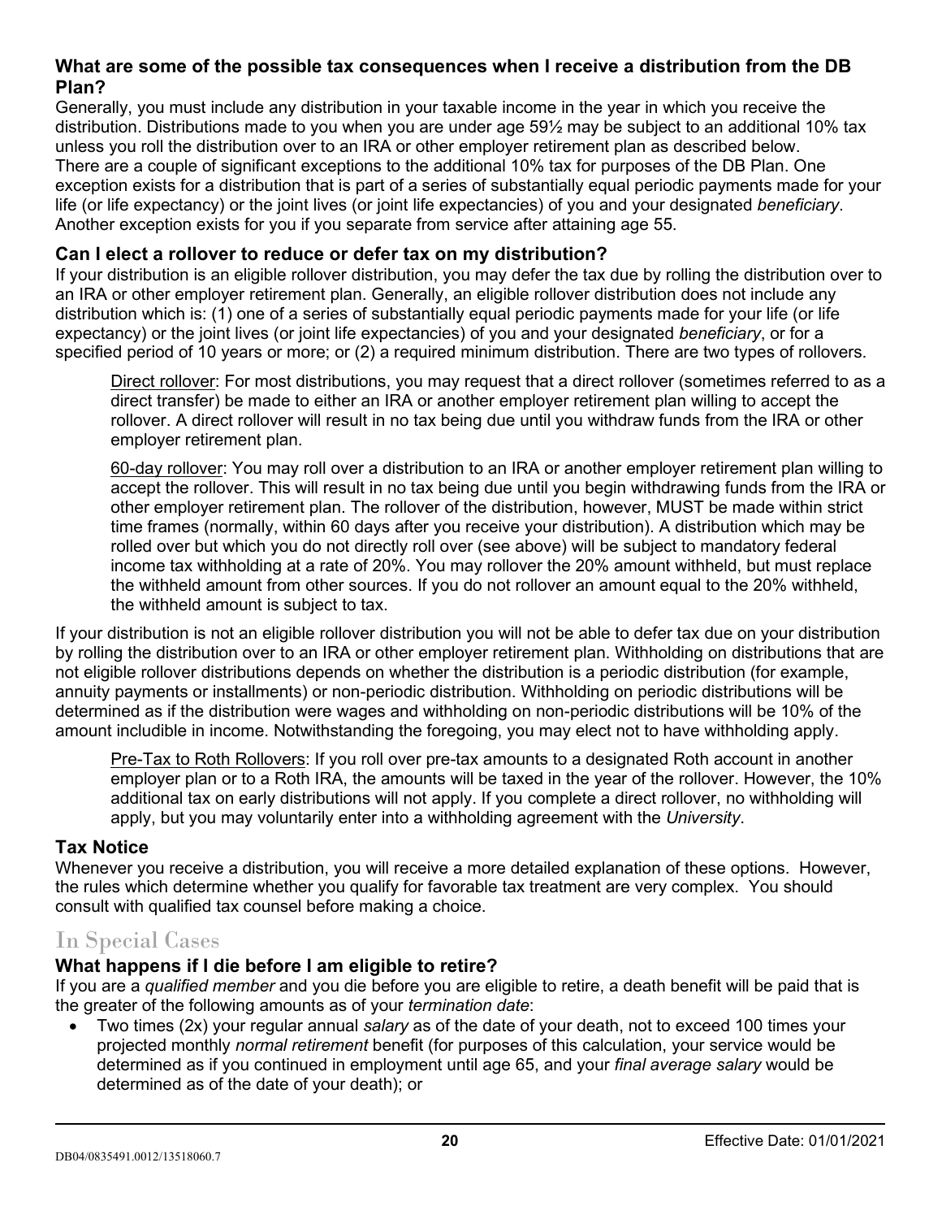### What are some of the possible tax consequences when I receive a distribution from the DB Plan?

Generally, you must include any distribution in your taxable income in the year in which you receive the distribution. Distributions made to you when you are under age 59½ may be subject to an additional 10% tax unless you roll the distribution over to an IRA or other employer retirement plan as described below. There are a couple of significant exceptions to the additional 10% tax for purposes of the DB Plan. One exception exists for a distribution that is part of a series of substantially equal periodic payments made for your life (or life expectancy) or the joint lives (or joint life expectancies) of you and your designated *beneficiary*. Another exception exists for you if you separate from service after attaining age 55.

### Can I elect a rollover to reduce or defer tax on my distribution?

If your distribution is an eligible rollover distribution, you may defer the tax due by rolling the distribution over to an IRA or other employer retirement plan. Generally, an eligible rollover distribution does not include any distribution which is: (1) one of a series of substantially equal periodic payments made for your life (or life expectancy) or the joint lives (or joint life expectancies) of you and your designated *beneficiary*, or for a specified period of 10 years or more; or (2) a required minimum distribution. There are two types of rollovers.

> Direct rollover: For most distributions, you may request that a direct rollover (sometimes referred to as a direct transfer) be made to either an IRA or another employer retirement plan willing to accept the rollover. A direct rollover will result in no tax being due until you withdraw funds from the IRA or other employer retirement plan.
>
> 60-day rollover: You may roll over a distribution to an IRA or another employer retirement plan willing to accept the rollover. This will result in no tax being due until you begin withdrawing funds from the IRA or other employer retirement plan. The rollover of the distribution, however, MUST be made within strict time frames (normally, within 60 days after you receive your distribution). A distribution which may be rolled over but which you do not directly roll over (see above) will be subject to mandatory federal income tax withholding at a rate of 20%. You may rollover the 20% amount withheld, but must replace the withheld amount from other sources. If you do not rollover an amount equal to the 20% withheld, the withheld amount is subject to tax.

If your distribution is not an eligible rollover distribution you will not be able to defer tax due on your distribution by rolling the distribution over to an IRA or other employer retirement plan. Withholding on distributions that are not eligible rollover distributions depends on whether the distribution is a periodic distribution (for example, annuity payments or installments) or non-periodic distribution. Withholding on periodic distributions will be determined as if the distribution were wages and withholding on non-periodic distributions will be 10% of the amount includible in income. Notwithstanding the foregoing, you may elect not to have withholding apply.

> Pre-Tax to Roth Rollovers: If you roll over pre-tax amounts to a designated Roth account in another employer plan or to a Roth IRA, the amounts will be taxed in the year of the rollover. However, the 10% additional tax on early distributions will not apply. If you complete a direct rollover, no withholding will apply, but you may voluntarily enter into a withholding agreement with the *University*.

### Tax Notice

Whenever you receive a distribution, you will receive a more detailed explanation of these options. However, the rules which determine whether you qualify for favorable tax treatment are very complex. You should consult with qualified tax counsel before making a choice.

## In Special Cases

### What happens if I die before I am eligible to retire?

If you are a *qualified member* and you die before you are eligible to retire, a death benefit will be paid that is the greater of the following amounts as of your *termination date*:

- Two times (2x) your regular annual *salary* as of the date of your death, not to exceed 100 times your projected monthly *normal retirement* benefit (for purposes of this calculation, your service would be determined as if you continued in employment until age 65, and your *final average salary* would be determined as of the date of your death); or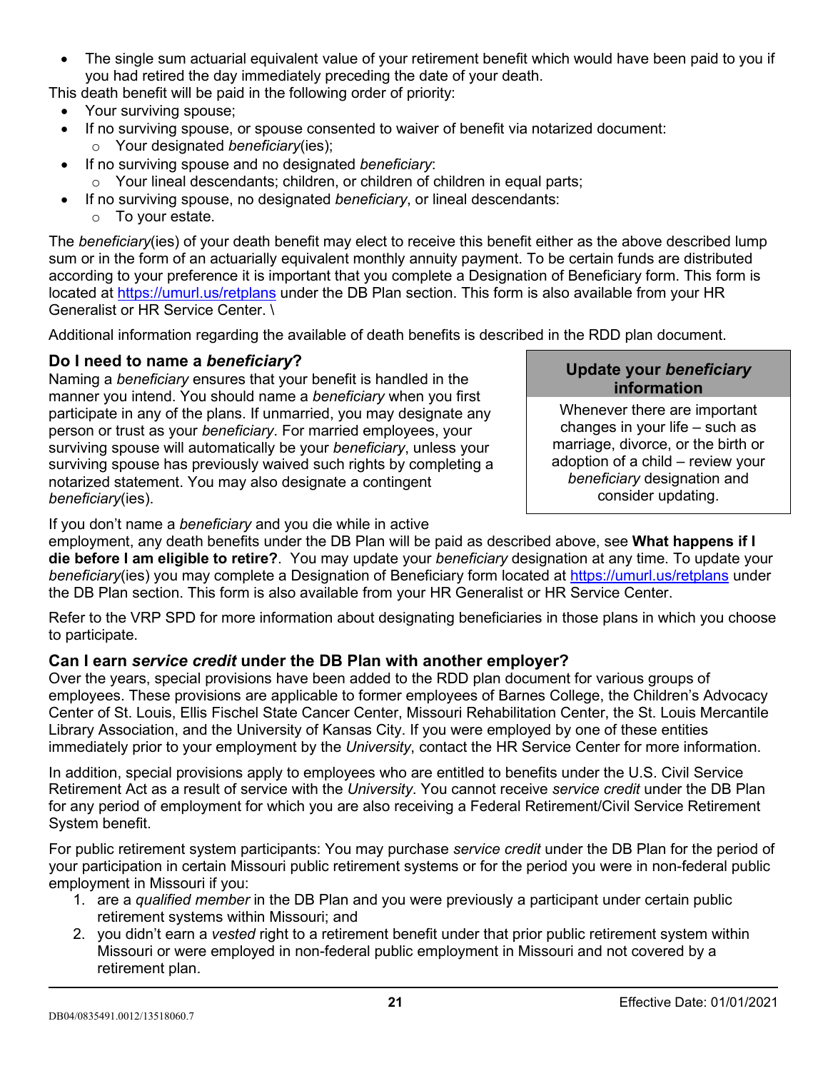- The single sum actuarial equivalent value of your retirement benefit which would have been paid to you if you had retired the day immediately preceding the date of your death.

This death benefit will be paid in the following order of priority:

- Your surviving spouse;
- If no surviving spouse, or spouse consented to waiver of benefit via notarized document:
  - Your designated *beneficiary*(ies);
- If no surviving spouse and no designated *beneficiary*:
  - Your lineal descendants; children, or children of children in equal parts;
- If no surviving spouse, no designated *beneficiary*, or lineal descendants:
  - To your estate.

The *beneficiary*(ies) of your death benefit may elect to receive this benefit either as the above described lump sum or in the form of an actuarially equivalent monthly annuity payment. To be certain funds are distributed according to your preference it is important that you complete a Designation of Beneficiary form. This form is located at https://umurl.us/retplans under the DB Plan section. This form is also available from your HR Generalist or HR Service Center. \

Additional information regarding the available of death benefits is described in the RDD plan document.

### Do I need to name a *beneficiary*?

Naming a *beneficiary* ensures that your benefit is handled in the manner you intend. You should name a *beneficiary* when you first participate in any of the plans. If unmarried, you may designate any person or trust as your *beneficiary*. For married employees, your surviving spouse will automatically be your *beneficiary*, unless your surviving spouse has previously waived such rights by completing a notarized statement. You may also designate a contingent *beneficiary*(ies).

> **Update your *beneficiary* information**
>
> Whenever there are important changes in your life – such as marriage, divorce, or the birth or adoption of a child – review your *beneficiary* designation and consider updating.

If you don't name a *beneficiary* and you die while in active employment, any death benefits under the DB Plan will be paid as described above, see **What happens if I die before I am eligible to retire?**. You may update your *beneficiary* designation at any time. To update your *beneficiary*(ies) you may complete a Designation of Beneficiary form located at https://umurl.us/retplans under the DB Plan section. This form is also available from your HR Generalist or HR Service Center.

Refer to the VRP SPD for more information about designating beneficiaries in those plans in which you choose to participate.

### Can I earn *service credit* under the DB Plan with another employer?

Over the years, special provisions have been added to the RDD plan document for various groups of employees. These provisions are applicable to former employees of Barnes College, the Children's Advocacy Center of St. Louis, Ellis Fischel State Cancer Center, Missouri Rehabilitation Center, the St. Louis Mercantile Library Association, and the University of Kansas City. If you were employed by one of these entities immediately prior to your employment by the *University*, contact the HR Service Center for more information.

In addition, special provisions apply to employees who are entitled to benefits under the U.S. Civil Service Retirement Act as a result of service with the *University*. You cannot receive *service credit* under the DB Plan for any period of employment for which you are also receiving a Federal Retirement/Civil Service Retirement System benefit.

For public retirement system participants: You may purchase *service credit* under the DB Plan for the period of your participation in certain Missouri public retirement systems or for the period you were in non-federal public employment in Missouri if you:

1. are a *qualified member* in the DB Plan and you were previously a participant under certain public retirement systems within Missouri; and
2. you didn't earn a *vested* right to a retirement benefit under that prior public retirement system within Missouri or were employed in non-federal public employment in Missouri and not covered by a retirement plan.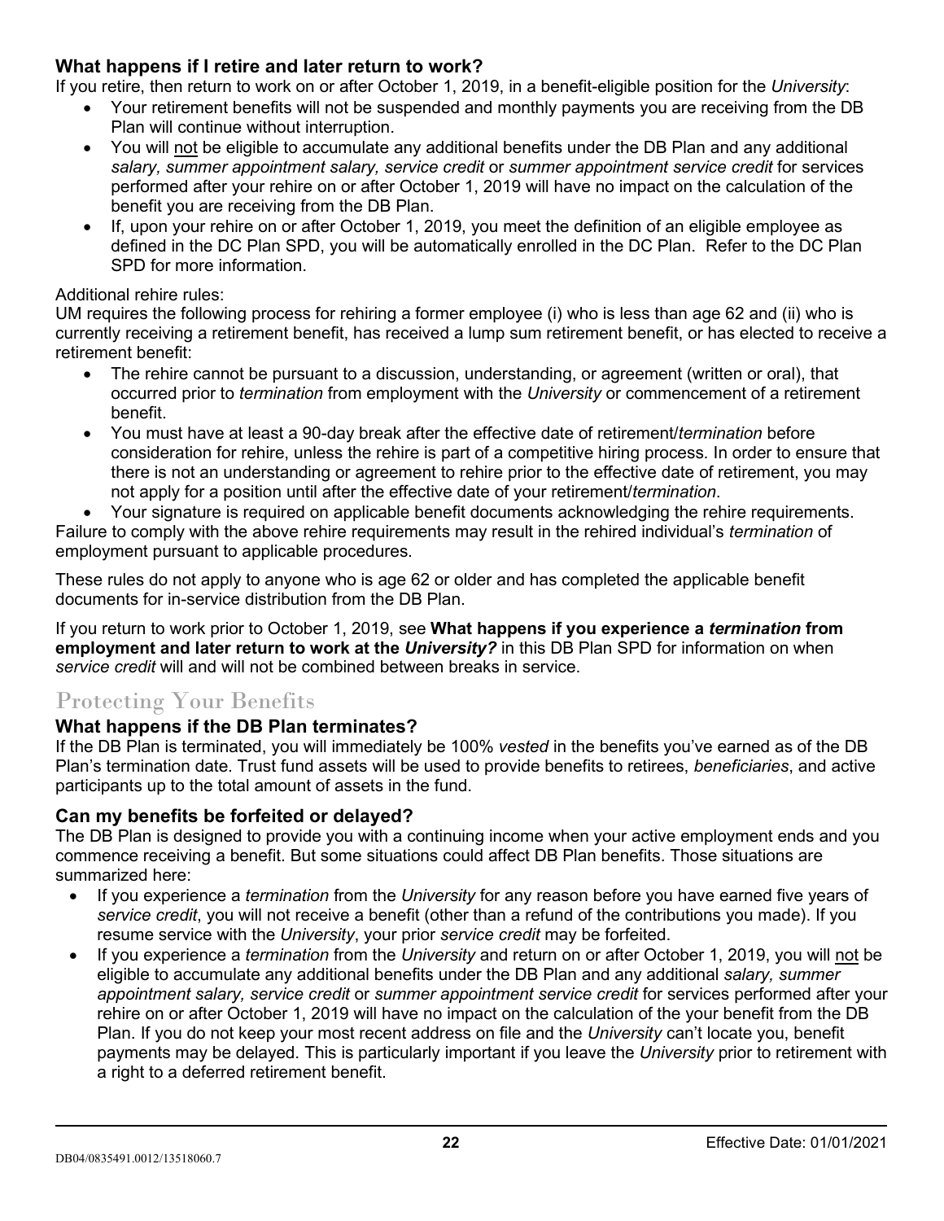### What happens if I retire and later return to work?

If you retire, then return to work on or after October 1, 2019, in a benefit-eligible position for the *University*:

- Your retirement benefits will not be suspended and monthly payments you are receiving from the DB Plan will continue without interruption.
- You will not be eligible to accumulate any additional benefits under the DB Plan and any additional *salary, summer appointment salary, service credit* or *summer appointment service credit* for services performed after your rehire on or after October 1, 2019 will have no impact on the calculation of the benefit you are receiving from the DB Plan.
- If, upon your rehire on or after October 1, 2019, you meet the definition of an eligible employee as defined in the DC Plan SPD, you will be automatically enrolled in the DC Plan. Refer to the DC Plan SPD for more information.

Additional rehire rules:

UM requires the following process for rehiring a former employee (i) who is less than age 62 and (ii) who is currently receiving a retirement benefit, has received a lump sum retirement benefit, or has elected to receive a retirement benefit:

- The rehire cannot be pursuant to a discussion, understanding, or agreement (written or oral), that occurred prior to *termination* from employment with the *University* or commencement of a retirement benefit.
- You must have at least a 90-day break after the effective date of retirement/*termination* before consideration for rehire, unless the rehire is part of a competitive hiring process. In order to ensure that there is not an understanding or agreement to rehire prior to the effective date of retirement, you may not apply for a position until after the effective date of your retirement/*termination*.
- Your signature is required on applicable benefit documents acknowledging the rehire requirements.

Failure to comply with the above rehire requirements may result in the rehired individual's *termination* of employment pursuant to applicable procedures.

These rules do not apply to anyone who is age 62 or older and has completed the applicable benefit documents for in-service distribution from the DB Plan.

If you return to work prior to October 1, 2019, see **What happens if you experience a *termination* from employment and later return to work at the *University*?** in this DB Plan SPD for information on when *service credit* will and will not be combined between breaks in service.

## Protecting Your Benefits

### What happens if the DB Plan terminates?

If the DB Plan is terminated, you will immediately be 100% *vested* in the benefits you've earned as of the DB Plan's termination date. Trust fund assets will be used to provide benefits to retirees, *beneficiaries*, and active participants up to the total amount of assets in the fund.

### Can my benefits be forfeited or delayed?

The DB Plan is designed to provide you with a continuing income when your active employment ends and you commence receiving a benefit. But some situations could affect DB Plan benefits. Those situations are summarized here:

- If you experience a *termination* from the *University* for any reason before you have earned five years of *service credit*, you will not receive a benefit (other than a refund of the contributions you made). If you resume service with the *University*, your prior *service credit* may be forfeited.
- If you experience a *termination* from the *University* and return on or after October 1, 2019, you will not be eligible to accumulate any additional benefits under the DB Plan and any additional *salary, summer appointment salary, service credit* or *summer appointment service credit* for services performed after your rehire on or after October 1, 2019 will have no impact on the calculation of the your benefit from the DB Plan. If you do not keep your most recent address on file and the *University* can't locate you, benefit payments may be delayed. This is particularly important if you leave the *University* prior to retirement with a right to a deferred retirement benefit.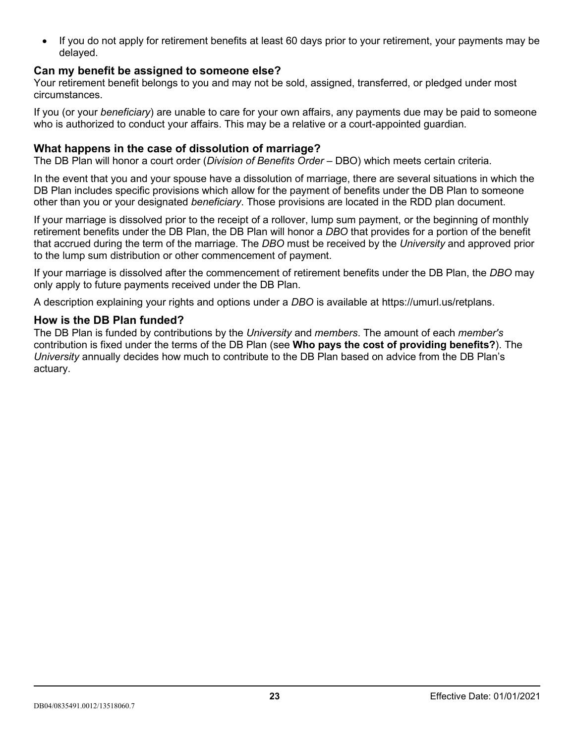- If you do not apply for retirement benefits at least 60 days prior to your retirement, your payments may be delayed.

### Can my benefit be assigned to someone else?

Your retirement benefit belongs to you and may not be sold, assigned, transferred, or pledged under most circumstances.

If you (or your *beneficiary*) are unable to care for your own affairs, any payments due may be paid to someone who is authorized to conduct your affairs. This may be a relative or a court-appointed guardian.

### What happens in the case of dissolution of marriage?

The DB Plan will honor a court order (*Division of Benefits Order* – DBO) which meets certain criteria.

In the event that you and your spouse have a dissolution of marriage, there are several situations in which the DB Plan includes specific provisions which allow for the payment of benefits under the DB Plan to someone other than you or your designated *beneficiary*. Those provisions are located in the RDD plan document.

If your marriage is dissolved prior to the receipt of a rollover, lump sum payment, or the beginning of monthly retirement benefits under the DB Plan, the DB Plan will honor a *DBO* that provides for a portion of the benefit that accrued during the term of the marriage. The *DBO* must be received by the *University* and approved prior to the lump sum distribution or other commencement of payment.

If your marriage is dissolved after the commencement of retirement benefits under the DB Plan, the *DBO* may only apply to future payments received under the DB Plan.

A description explaining your rights and options under a *DBO* is available at https://umurl.us/retplans.

### How is the DB Plan funded?

The DB Plan is funded by contributions by the *University* and *members*. The amount of each *member's* contribution is fixed under the terms of the DB Plan (see **Who pays the cost of providing benefits?**). The *University* annually decides how much to contribute to the DB Plan based on advice from the DB Plan's actuary.